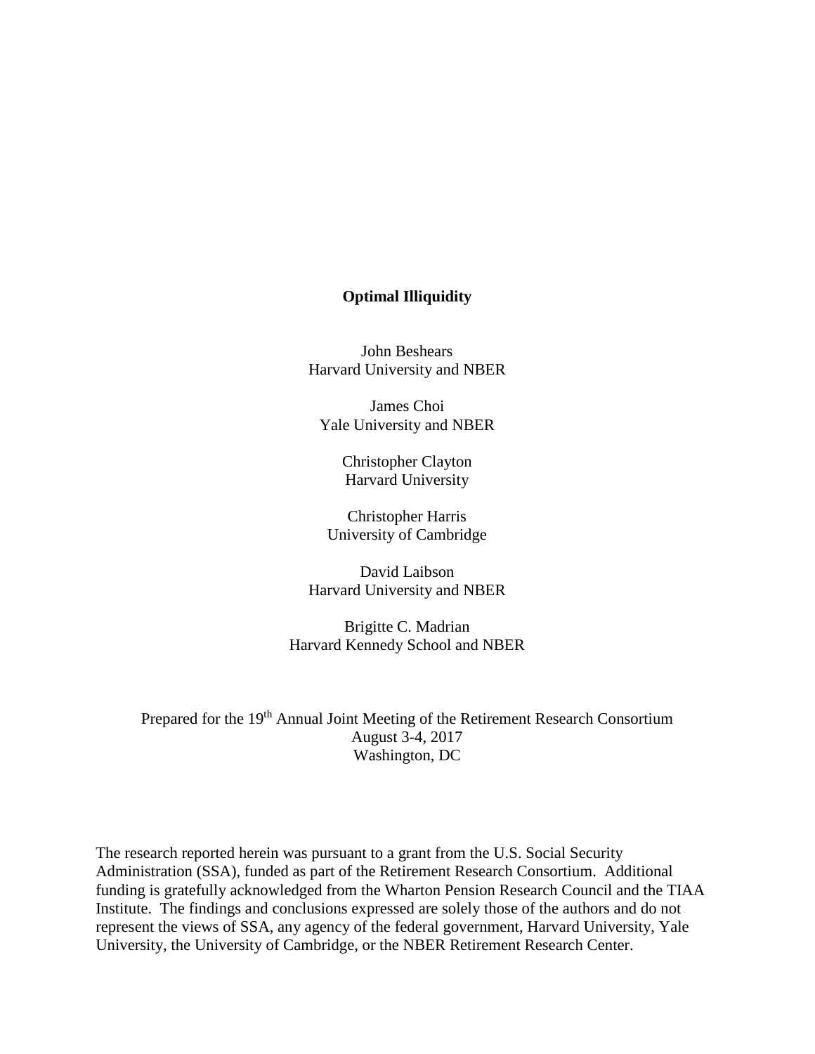# Optimal Illiquidity

John Beshears
Harvard University and NBER

James Choi
Yale University and NBER

Christopher Clayton
Harvard University

Christopher Harris
University of Cambridge

David Laibson
Harvard University and NBER

Brigitte C. Madrian
Harvard Kennedy School and NBER

Prepared for the 19th Annual Joint Meeting of the Retirement Research Consortium
August 3-4, 2017
Washington, DC

The research reported herein was pursuant to a grant from the U.S. Social Security Administration (SSA), funded as part of the Retirement Research Consortium. Additional funding is gratefully acknowledged from the Wharton Pension Research Council and the TIAA Institute. The findings and conclusions expressed are solely those of the authors and do not represent the views of SSA, any agency of the federal government, Harvard University, Yale University, the University of Cambridge, or the NBER Retirement Research Center.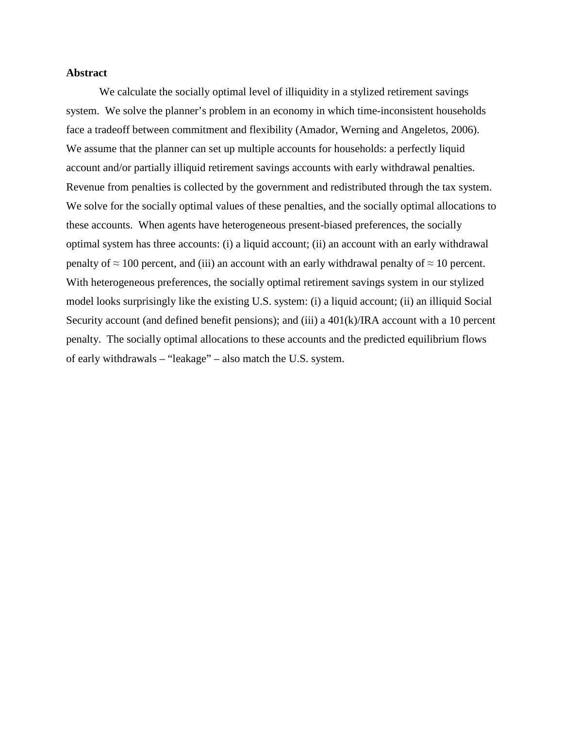**Abstract**

We calculate the socially optimal level of illiquidity in a stylized retirement savings system. We solve the planner's problem in an economy in which time-inconsistent households face a tradeoff between commitment and flexibility (Amador, Werning and Angeletos, 2006). We assume that the planner can set up multiple accounts for households: a perfectly liquid account and/or partially illiquid retirement savings accounts with early withdrawal penalties. Revenue from penalties is collected by the government and redistributed through the tax system. We solve for the socially optimal values of these penalties, and the socially optimal allocations to these accounts. When agents have heterogeneous present-biased preferences, the socially optimal system has three accounts: (i) a liquid account; (ii) an account with an early withdrawal penalty of ≈ 100 percent, and (iii) an account with an early withdrawal penalty of ≈ 10 percent. With heterogeneous preferences, the socially optimal retirement savings system in our stylized model looks surprisingly like the existing U.S. system: (i) a liquid account; (ii) an illiquid Social Security account (and defined benefit pensions); and (iii) a 401(k)/IRA account with a 10 percent penalty. The socially optimal allocations to these accounts and the predicted equilibrium flows of early withdrawals – "leakage" – also match the U.S. system.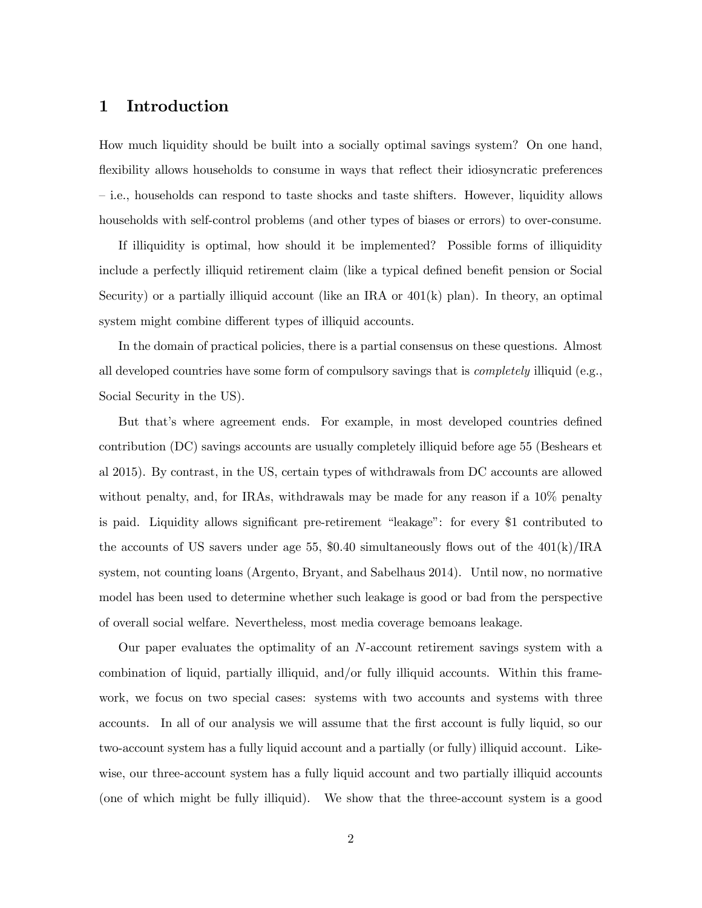# 1 Introduction

How much liquidity should be built into a socially optimal savings system? On one hand, flexibility allows households to consume in ways that reflect their idiosyncratic preferences – i.e., households can respond to taste shocks and taste shifters. However, liquidity allows households with self-control problems (and other types of biases or errors) to over-consume.

If illiquidity is optimal, how should it be implemented? Possible forms of illiquidity include a perfectly illiquid retirement claim (like a typical defined benefit pension or Social Security) or a partially illiquid account (like an IRA or 401(k) plan). In theory, an optimal system might combine different types of illiquid accounts.

In the domain of practical policies, there is a partial consensus on these questions. Almost all developed countries have some form of compulsory savings that is *completely* illiquid (e.g., Social Security in the US).

But that's where agreement ends. For example, in most developed countries defined contribution (DC) savings accounts are usually completely illiquid before age 55 (Beshears et al 2015). By contrast, in the US, certain types of withdrawals from DC accounts are allowed without penalty, and, for IRAs, withdrawals may be made for any reason if a 10% penalty is paid. Liquidity allows significant pre-retirement "leakage": for every $1 contributed to the accounts of US savers under age 55, $0.40 simultaneously flows out of the 401(k)/IRA system, not counting loans (Argento, Bryant, and Sabelhaus 2014). Until now, no normative model has been used to determine whether such leakage is good or bad from the perspective of overall social welfare. Nevertheless, most media coverage bemoans leakage.

Our paper evaluates the optimality of an $N$-account retirement savings system with a combination of liquid, partially illiquid, and/or fully illiquid accounts. Within this framework, we focus on two special cases: systems with two accounts and systems with three accounts. In all of our analysis we will assume that the first account is fully liquid, so our two-account system has a fully liquid account and a partially (or fully) illiquid account. Likewise, our three-account system has a fully liquid account and two partially illiquid accounts (one of which might be fully illiquid). We show that the three-account system is a good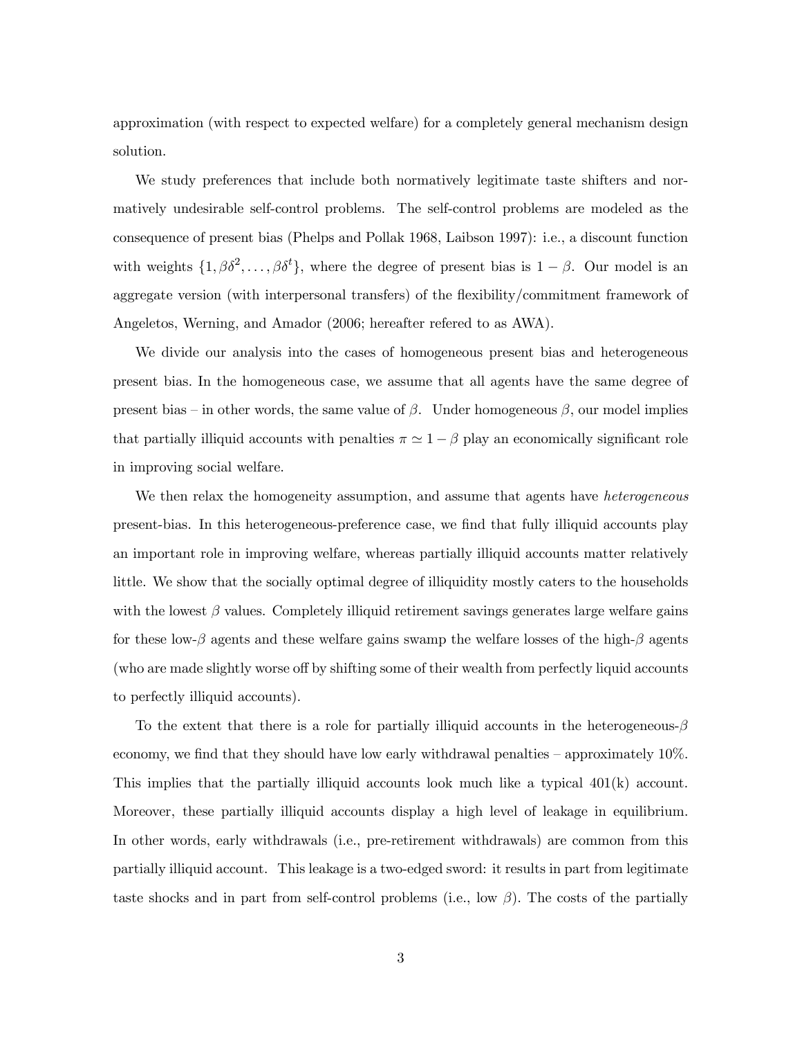approximation (with respect to expected welfare) for a completely general mechanism design solution.

We study preferences that include both normatively legitimate taste shifters and normatively undesirable self-control problems. The self-control problems are modeled as the consequence of present bias (Phelps and Pollak 1968, Laibson 1997): i.e., a discount function with weights $\{1, \beta\delta^2, \ldots, \beta\delta^t\}$, where the degree of present bias is $1 - \beta$. Our model is an aggregate version (with interpersonal transfers) of the flexibility/commitment framework of Angeletos, Werning, and Amador (2006; hereafter refered to as AWA).

We divide our analysis into the cases of homogeneous present bias and heterogeneous present bias. In the homogeneous case, we assume that all agents have the same degree of present bias – in other words, the same value of $\beta$. Under homogeneous $\beta$, our model implies that partially illiquid accounts with penalties $\pi \simeq 1 - \beta$ play an economically significant role in improving social welfare.

We then relax the homogeneity assumption, and assume that agents have *heterogeneous* present-bias. In this heterogeneous-preference case, we find that fully illiquid accounts play an important role in improving welfare, whereas partially illiquid accounts matter relatively little. We show that the socially optimal degree of illiquidity mostly caters to the households with the lowest $\beta$ values. Completely illiquid retirement savings generates large welfare gains for these low-$\beta$ agents and these welfare gains swamp the welfare losses of the high-$\beta$ agents (who are made slightly worse off by shifting some of their wealth from perfectly liquid accounts to perfectly illiquid accounts).

To the extent that there is a role for partially illiquid accounts in the heterogeneous-$\beta$ economy, we find that they should have low early withdrawal penalties – approximately 10%. This implies that the partially illiquid accounts look much like a typical 401(k) account. Moreover, these partially illiquid accounts display a high level of leakage in equilibrium. In other words, early withdrawals (i.e., pre-retirement withdrawals) are common from this partially illiquid account. This leakage is a two-edged sword: it results in part from legitimate taste shocks and in part from self-control problems (i.e., low $\beta$). The costs of the partially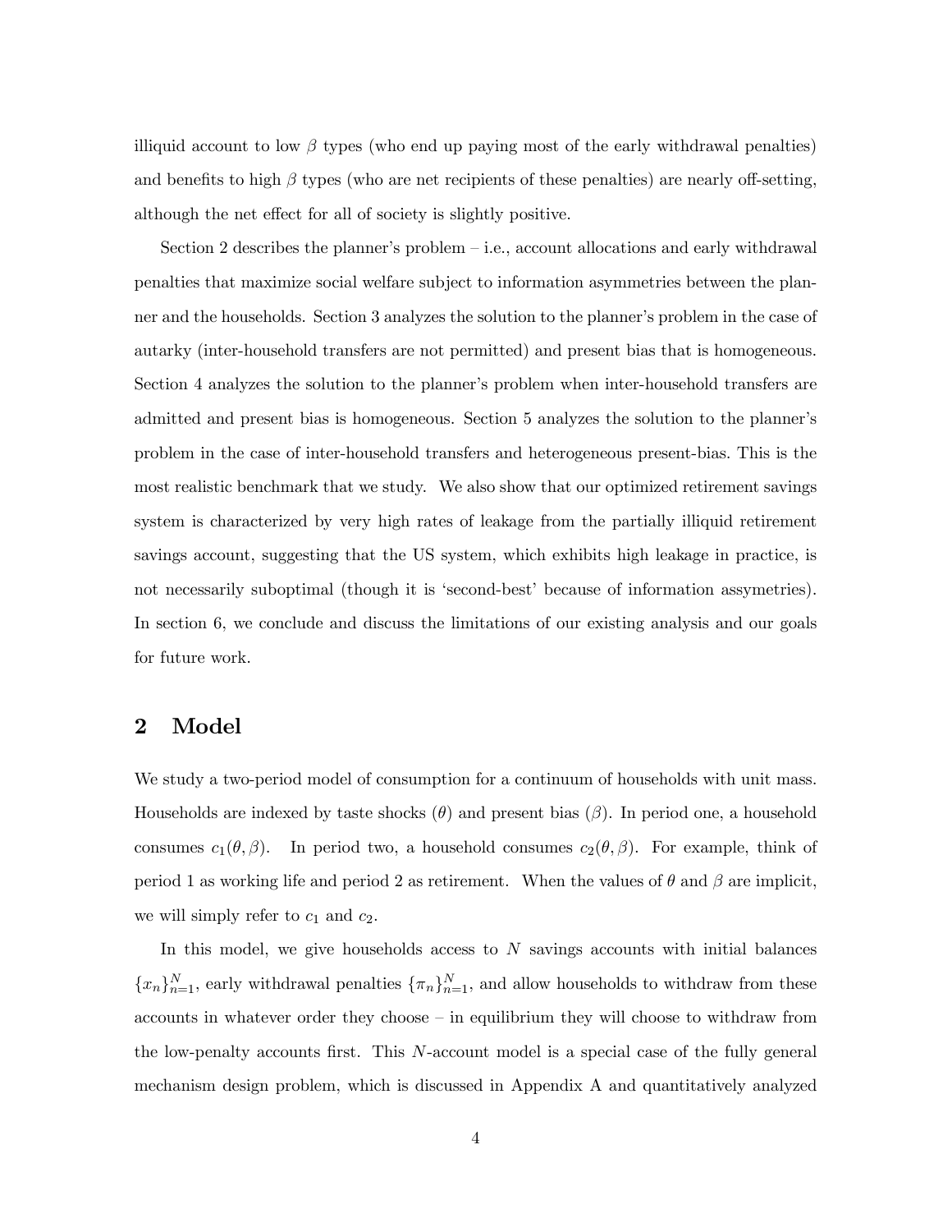illiquid account to low $\beta$ types (who end up paying most of the early withdrawal penalties) and benefits to high $\beta$ types (who are net recipients of these penalties) are nearly off-setting, although the net effect for all of society is slightly positive.

Section 2 describes the planner's problem – i.e., account allocations and early withdrawal penalties that maximize social welfare subject to information asymmetries between the planner and the households. Section 3 analyzes the solution to the planner's problem in the case of autarky (inter-household transfers are not permitted) and present bias that is homogeneous. Section 4 analyzes the solution to the planner's problem when inter-household transfers are admitted and present bias is homogeneous. Section 5 analyzes the solution to the planner's problem in the case of inter-household transfers and heterogeneous present-bias. This is the most realistic benchmark that we study. We also show that our optimized retirement savings system is characterized by very high rates of leakage from the partially illiquid retirement savings account, suggesting that the US system, which exhibits high leakage in practice, is not necessarily suboptimal (though it is 'second-best' because of information assymetries). In section 6, we conclude and discuss the limitations of our existing analysis and our goals for future work.

## 2 Model

We study a two-period model of consumption for a continuum of households with unit mass. Households are indexed by taste shocks ($\theta$) and present bias ($\beta$). In period one, a household consumes $c_1(\theta, \beta)$. In period two, a household consumes $c_2(\theta, \beta)$. For example, think of period 1 as working life and period 2 as retirement. When the values of $\theta$ and $\beta$ are implicit, we will simply refer to $c_1$ and $c_2$.

In this model, we give households access to $N$ savings accounts with initial balances $\{x_n\}_{n=1}^N$, early withdrawal penalties $\{\pi_n\}_{n=1}^N$, and allow households to withdraw from these accounts in whatever order they choose – in equilibrium they will choose to withdraw from the low-penalty accounts first. This $N$-account model is a special case of the fully general mechanism design problem, which is discussed in Appendix A and quantitatively analyzed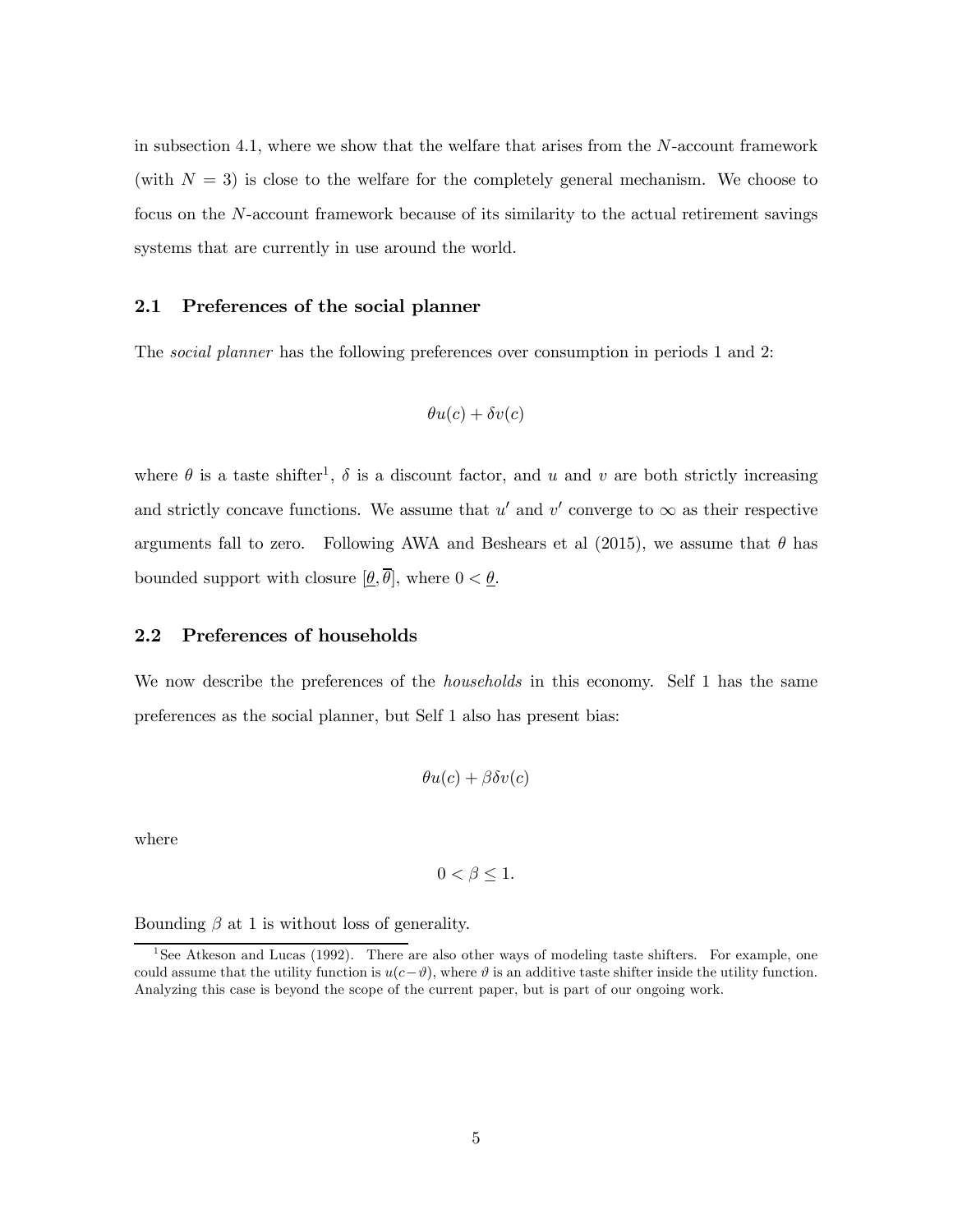in subsection 4.1, where we show that the welfare that arises from the $N$-account framework (with $N = 3$) is close to the welfare for the completely general mechanism. We choose to focus on the $N$-account framework because of its similarity to the actual retirement savings systems that are currently in use around the world.

## 2.1 Preferences of the social planner

The *social planner* has the following preferences over consumption in periods 1 and 2:

$$\theta u(c) + \delta v(c)$$

where $\theta$ is a taste shifter[1], $\delta$ is a discount factor, and $u$ and $v$ are both strictly increasing and strictly concave functions. We assume that $u'$ and $v'$ converge to $\infty$ as their respective arguments fall to zero. Following AWA and Beshears et al (2015), we assume that $\theta$ has bounded support with closure $[\underline{\theta}, \overline{\theta}]$, where $0 < \underline{\theta}$.

## 2.2 Preferences of households

We now describe the preferences of the *households* in this economy. Self 1 has the same preferences as the social planner, but Self 1 also has present bias:

$$\theta u(c) + \beta\delta v(c)$$

where

$$0 < \beta \leq 1.$$

Bounding $\beta$ at 1 is without loss of generality.

[1] See Atkeson and Lucas (1992). There are also other ways of modeling taste shifters. For example, one could assume that the utility function is $u(c - \vartheta)$, where $\vartheta$ is an additive taste shifter inside the utility function. Analyzing this case is beyond the scope of the current paper, but is part of our ongoing work.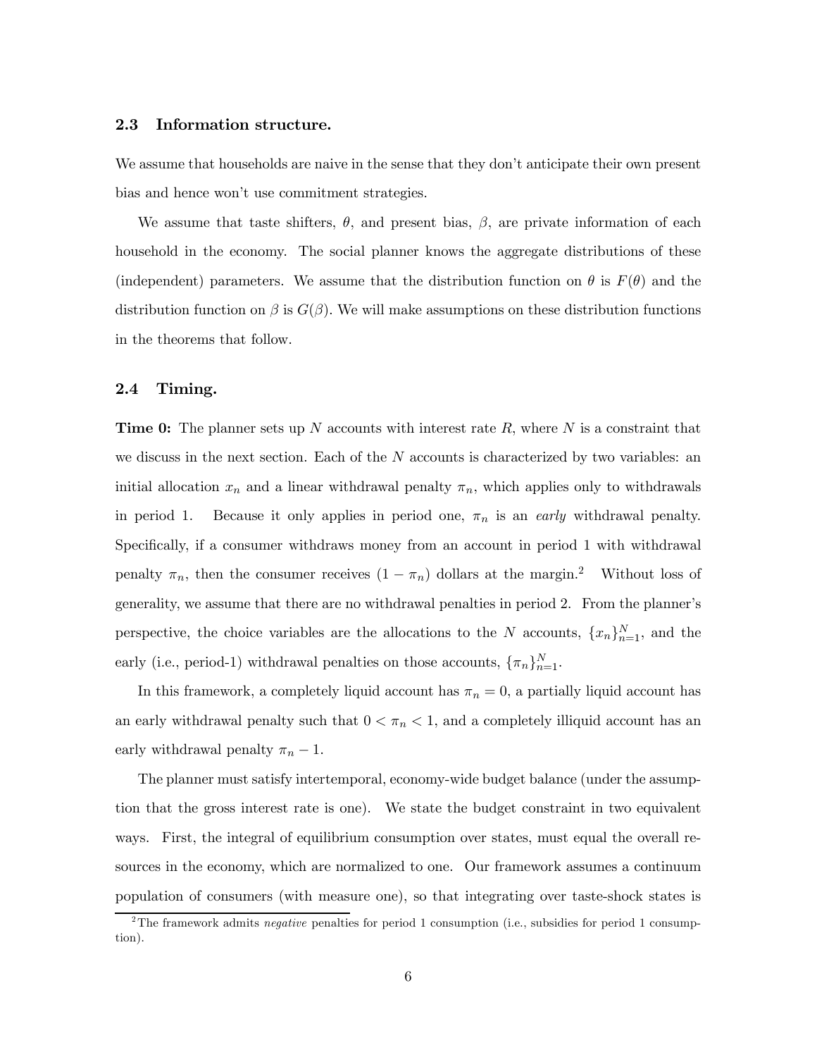### 2.3 Information structure.

We assume that households are naive in the sense that they don't anticipate their own present bias and hence won't use commitment strategies.

We assume that taste shifters, $\theta$, and present bias, $\beta$, are private information of each household in the economy. The social planner knows the aggregate distributions of these (independent) parameters. We assume that the distribution function on $\theta$ is $F(\theta)$ and the distribution function on $\beta$ is $G(\beta)$. We will make assumptions on these distribution functions in the theorems that follow.

### 2.4 Timing.

**Time 0:** The planner sets up $N$ accounts with interest rate $R$, where $N$ is a constraint that we discuss in the next section. Each of the $N$ accounts is characterized by two variables: an initial allocation $x_n$ and a linear withdrawal penalty $\pi_n$, which applies only to withdrawals in period 1. Because it only applies in period one, $\pi_n$ is an *early* withdrawal penalty. Specifically, if a consumer withdraws money from an account in period 1 with withdrawal penalty $\pi_n$, then the consumer receives $(1 - \pi_n)$ dollars at the margin.[2] Without loss of generality, we assume that there are no withdrawal penalties in period 2. From the planner's perspective, the choice variables are the allocations to the $N$ accounts, $\{x_n\}_{n=1}^N$, and the early (i.e., period-1) withdrawal penalties on those accounts, $\{\pi_n\}_{n=1}^N$.

In this framework, a completely liquid account has $\pi_n = 0$, a partially liquid account has an early withdrawal penalty such that $0 < \pi_n < 1$, and a completely illiquid account has an early withdrawal penalty $\pi_n - 1$.

The planner must satisfy intertemporal, economy-wide budget balance (under the assumption that the gross interest rate is one). We state the budget constraint in two equivalent ways. First, the integral of equilibrium consumption over states, must equal the overall resources in the economy, which are normalized to one. Our framework assumes a continuum population of consumers (with measure one), so that integrating over taste-shock states is

[2] The framework admits *negative* penalties for period 1 consumption (i.e., subsidies for period 1 consumption).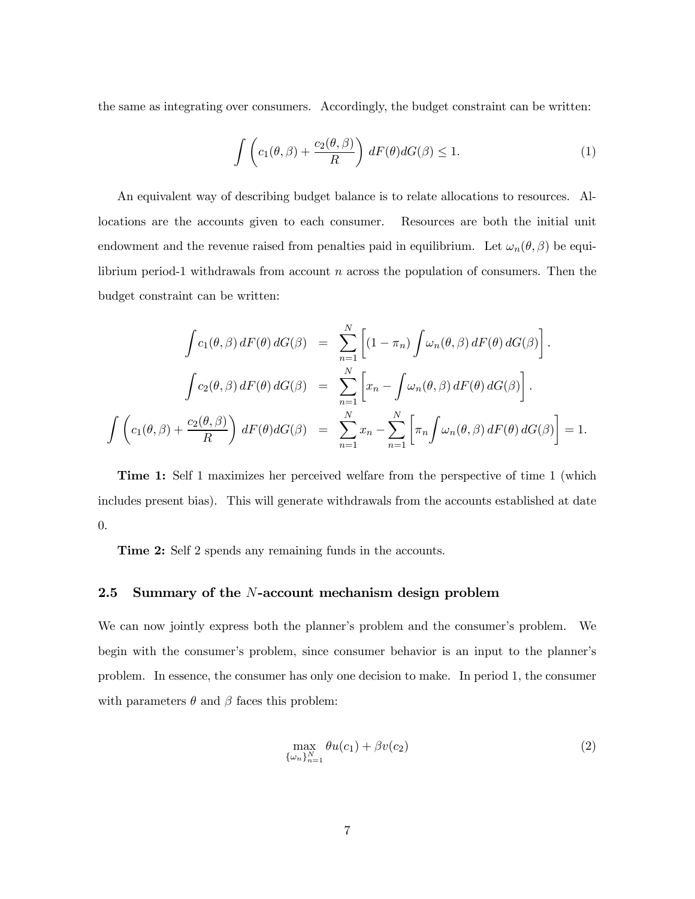the same as integrating over consumers. Accordingly, the budget constraint can be written:

$$\int \left( c_1(\theta, \beta) + \frac{c_2(\theta, \beta)}{R} \right) dF(\theta) dG(\beta) \leq 1. \tag{1}$$

An equivalent way of describing budget balance is to relate allocations to resources. Allocations are the accounts given to each consumer. Resources are both the initial unit endowment and the revenue raised from penalties paid in equilibrium. Let $\omega_n(\theta, \beta)$ be equilibrium period-1 withdrawals from account $n$ across the population of consumers. Then the budget constraint can be written:

$$\begin{aligned}
\int c_1(\theta, \beta) \, dF(\theta) \, dG(\beta) &= \sum_{n=1}^{N} \left[ (1 - \pi_n) \int \omega_n(\theta, \beta) \, dF(\theta) \, dG(\beta) \right]. \\
\int c_2(\theta, \beta) \, dF(\theta) \, dG(\beta) &= \sum_{n=1}^{N} \left[ x_n - \int \omega_n(\theta, \beta) \, dF(\theta) \, dG(\beta) \right]. \\
\int \left( c_1(\theta, \beta) + \frac{c_2(\theta, \beta)}{R} \right) dF(\theta) dG(\beta) &= \sum_{n=1}^{N} x_n - \sum_{n=1}^{N} \left[ \pi_n \int \omega_n(\theta, \beta) \, dF(\theta) \, dG(\beta) \right] = 1.
\end{aligned}$$

**Time 1:** Self 1 maximizes her perceived welfare from the perspective of time 1 (which includes present bias). This will generate withdrawals from the accounts established at date 0.

**Time 2:** Self 2 spends any remaining funds in the accounts.

### 2.5 Summary of the $N$-account mechanism design problem

We can now jointly express both the planner's problem and the consumer's problem. We begin with the consumer's problem, since consumer behavior is an input to the planner's problem. In essence, the consumer has only one decision to make. In period 1, the consumer with parameters $\theta$ and $\beta$ faces this problem:

$$\max_{\{\omega_n\}_{n=1}^{N}} \theta u(c_1) + \beta v(c_2) \tag{2}$$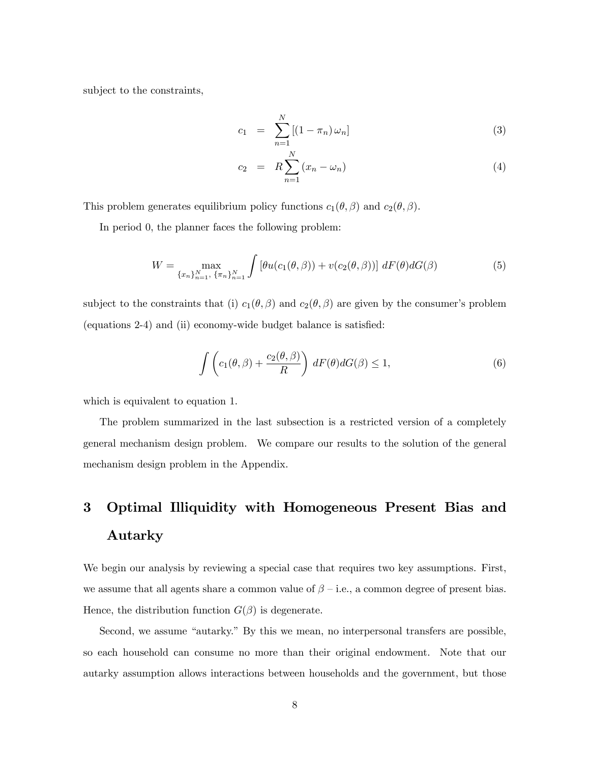subject to the constraints,

$$
\begin{aligned}
c_1 &= \sum_{n=1}^{N} \left[ (1 - \pi_n) \, \omega_n \right] &\quad (3) \\
c_2 &= R \sum_{n=1}^{N} (x_n - \omega_n) &\quad (4)
\end{aligned}
$$

This problem generates equilibrium policy functions $c_1(\theta, \beta)$ and $c_2(\theta, \beta)$.

In period 0, the planner faces the following problem:

$$
W = \max_{\{x_n\}_{n=1}^{N},\, \{\pi_n\}_{n=1}^{N}} \int \left[ \theta u(c_1(\theta, \beta)) + v(c_2(\theta, \beta)) \right] \, dF(\theta) dG(\beta) \tag{5}
$$

subject to the constraints that (i) $c_1(\theta, \beta)$ and $c_2(\theta, \beta)$ are given by the consumer's problem (equations 2-4) and (ii) economy-wide budget balance is satisfied:

$$
\int \left( c_1(\theta, \beta) + \frac{c_2(\theta, \beta)}{R} \right) \, dF(\theta) dG(\beta) \leq 1, \tag{6}
$$

which is equivalent to equation 1.

The problem summarized in the last subsection is a restricted version of a completely general mechanism design problem. We compare our results to the solution of the general mechanism design problem in the Appendix.

# 3 Optimal Illiquidity with Homogeneous Present Bias and Autarky

We begin our analysis by reviewing a special case that requires two key assumptions. First, we assume that all agents share a common value of $\beta$ – i.e., a common degree of present bias. Hence, the distribution function $G(\beta)$ is degenerate.

Second, we assume "autarky." By this we mean, no interpersonal transfers are possible, so each household can consume no more than their original endowment. Note that our autarky assumption allows interactions between households and the government, but those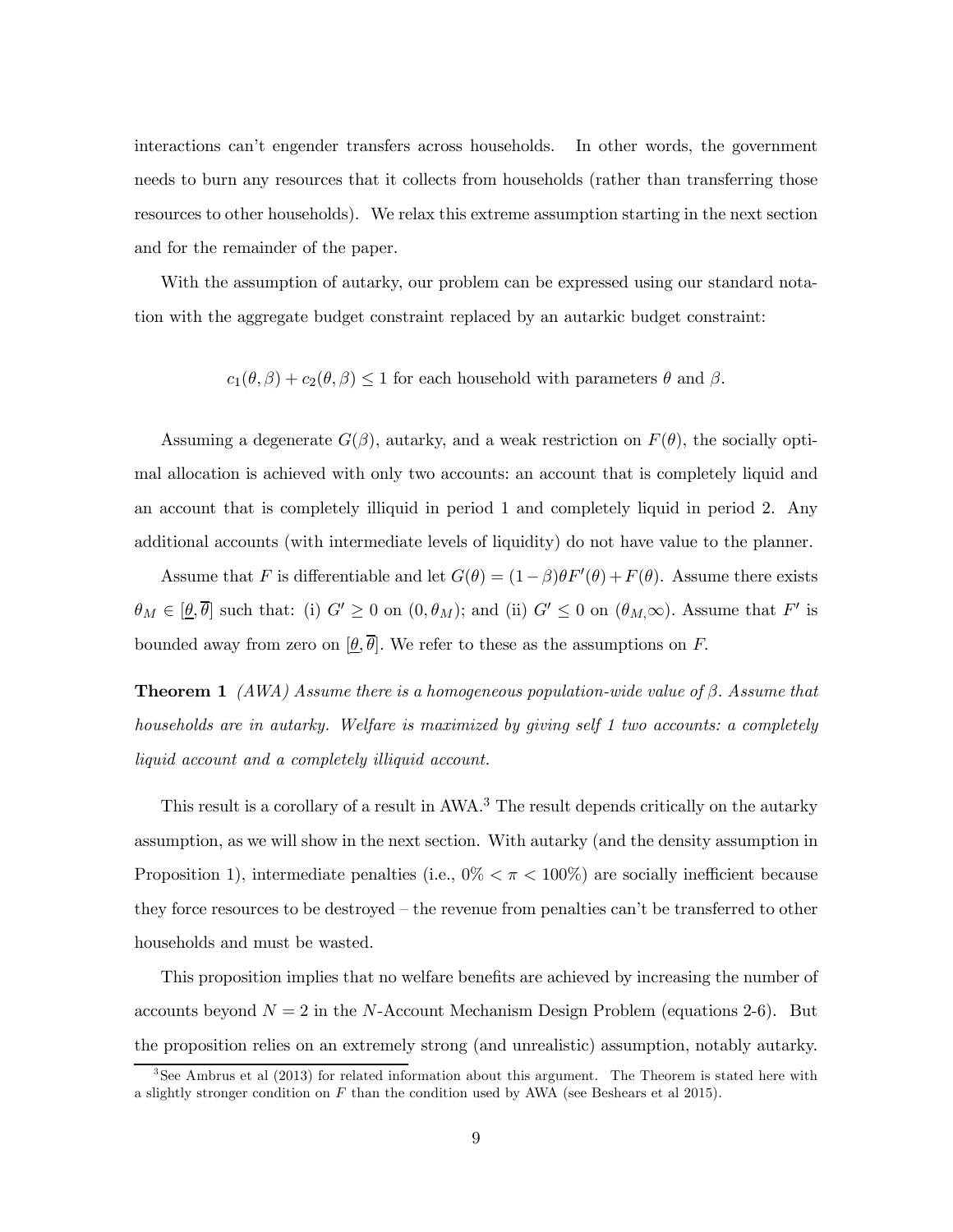interactions can't engender transfers across households. In other words, the government needs to burn any resources that it collects from households (rather than transferring those resources to other households). We relax this extreme assumption starting in the next section and for the remainder of the paper.

With the assumption of autarky, our problem can be expressed using our standard notation with the aggregate budget constraint replaced by an autarkic budget constraint:

$$c_1(\theta, \beta) + c_2(\theta, \beta) \leq 1 \text{ for each household with parameters } \theta \text{ and } \beta.$$

Assuming a degenerate $G(\beta)$, autarky, and a weak restriction on $F(\theta)$, the socially optimal allocation is achieved with only two accounts: an account that is completely liquid and an account that is completely illiquid in period 1 and completely liquid in period 2. Any additional accounts (with intermediate levels of liquidity) do not have value to the planner.

Assume that $F$ is differentiable and let $G(\theta) = (1-\beta)\theta F'(\theta) + F(\theta)$. Assume there exists $\theta_M \in [\underline{\theta}, \overline{\theta}]$ such that: (i) $G' \geq 0$ on $(0, \theta_M)$; and (ii) $G' \leq 0$ on $(\theta_M, \infty)$. Assume that $F'$ is bounded away from zero on $[\underline{\theta}, \overline{\theta}]$. We refer to these as the assumptions on $F$.

**Theorem 1** *(AWA) Assume there is a homogeneous population-wide value of $\beta$. Assume that households are in autarky. Welfare is maximized by giving self 1 two accounts: a completely liquid account and a completely illiquid account.*

This result is a corollary of a result in AWA.[3] The result depends critically on the autarky assumption, as we will show in the next section. With autarky (and the density assumption in Proposition 1), intermediate penalties (i.e., $0\% < \pi < 100\%$) are socially inefficient because they force resources to be destroyed – the revenue from penalties can't be transferred to other households and must be wasted.

This proposition implies that no welfare benefits are achieved by increasing the number of accounts beyond $N = 2$ in the $N$-Account Mechanism Design Problem (equations 2-6). But the proposition relies on an extremely strong (and unrealistic) assumption, notably autarky.

[3] See Ambrus et al (2013) for related information about this argument. The Theorem is stated here with a slightly stronger condition on $F$ than the condition used by AWA (see Beshears et al 2015).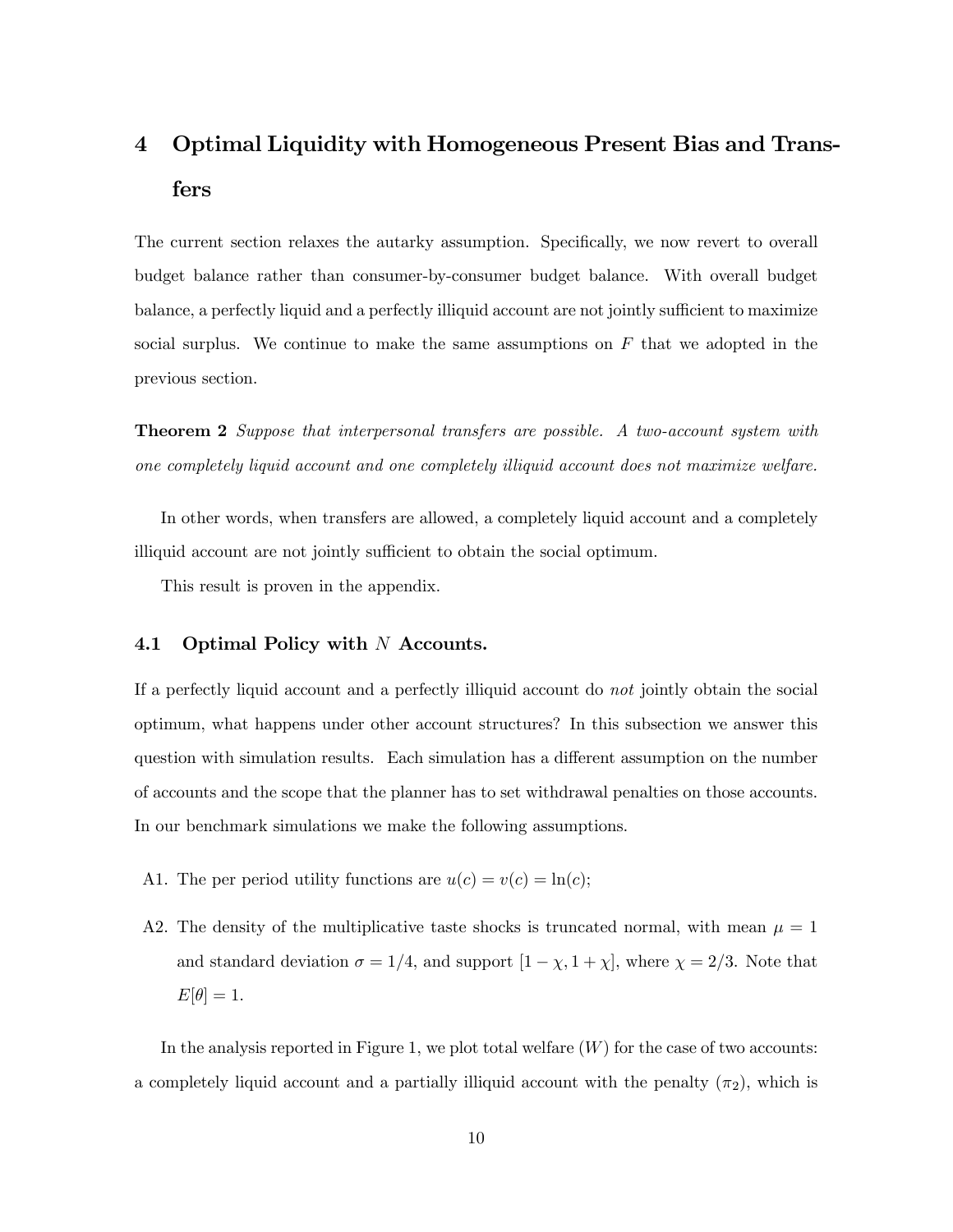# 4 Optimal Liquidity with Homogeneous Present Bias and Transfers

The current section relaxes the autarky assumption. Specifically, we now revert to overall budget balance rather than consumer-by-consumer budget balance. With overall budget balance, a perfectly liquid and a perfectly illiquid account are not jointly sufficient to maximize social surplus. We continue to make the same assumptions on $F$ that we adopted in the previous section.

**Theorem 2** *Suppose that interpersonal transfers are possible. A two-account system with one completely liquid account and one completely illiquid account does not maximize welfare.*

In other words, when transfers are allowed, a completely liquid account and a completely illiquid account are not jointly sufficient to obtain the social optimum.

This result is proven in the appendix.

## 4.1 Optimal Policy with $N$ Accounts.

If a perfectly liquid account and a perfectly illiquid account do *not* jointly obtain the social optimum, what happens under other account structures? In this subsection we answer this question with simulation results. Each simulation has a different assumption on the number of accounts and the scope that the planner has to set withdrawal penalties on those accounts. In our benchmark simulations we make the following assumptions.

A1. The per period utility functions are $u(c) = v(c) = \ln(c)$;

A2. The density of the multiplicative taste shocks is truncated normal, with mean $\mu = 1$ and standard deviation $\sigma = 1/4$, and support $[1 - \chi, 1 + \chi]$, where $\chi = 2/3$. Note that $E[\theta] = 1$.

In the analysis reported in Figure 1, we plot total welfare ($W$) for the case of two accounts: a completely liquid account and a partially illiquid account with the penalty ($\pi_2$), which is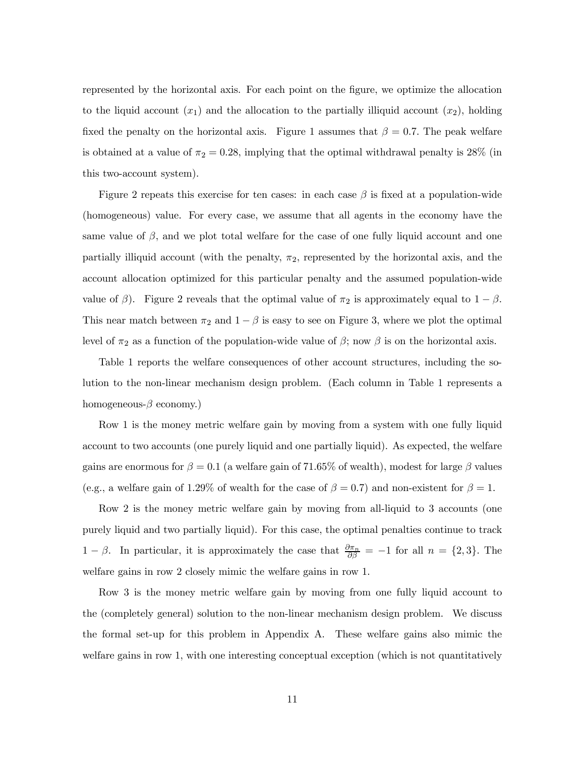represented by the horizontal axis. For each point on the figure, we optimize the allocation to the liquid account ($x_1$) and the allocation to the partially illiquid account ($x_2$), holding fixed the penalty on the horizontal axis. Figure 1 assumes that $\beta = 0.7$. The peak welfare is obtained at a value of $\pi_2 = 0.28$, implying that the optimal withdrawal penalty is 28% (in this two-account system).

Figure 2 repeats this exercise for ten cases: in each case $\beta$ is fixed at a population-wide (homogeneous) value. For every case, we assume that all agents in the economy have the same value of $\beta$, and we plot total welfare for the case of one fully liquid account and one partially illiquid account (with the penalty, $\pi_2$, represented by the horizontal axis, and the account allocation optimized for this particular penalty and the assumed population-wide value of $\beta$). Figure 2 reveals that the optimal value of $\pi_2$ is approximately equal to $1 - \beta$. This near match between $\pi_2$ and $1 - \beta$ is easy to see on Figure 3, where we plot the optimal level of $\pi_2$ as a function of the population-wide value of $\beta$; now $\beta$ is on the horizontal axis.

Table 1 reports the welfare consequences of other account structures, including the solution to the non-linear mechanism design problem. (Each column in Table 1 represents a homogeneous-$\beta$ economy.)

Row 1 is the money metric welfare gain by moving from a system with one fully liquid account to two accounts (one purely liquid and one partially liquid). As expected, the welfare gains are enormous for $\beta = 0.1$ (a welfare gain of 71.65% of wealth), modest for large $\beta$ values (e.g., a welfare gain of 1.29% of wealth for the case of $\beta = 0.7$) and non-existent for $\beta = 1$.

Row 2 is the money metric welfare gain by moving from all-liquid to 3 accounts (one purely liquid and two partially liquid). For this case, the optimal penalties continue to track $1 - \beta$. In particular, it is approximately the case that $\frac{\partial \pi_n}{\partial \beta} = -1$ for all $n = \{2, 3\}$. The welfare gains in row 2 closely mimic the welfare gains in row 1.

Row 3 is the money metric welfare gain by moving from one fully liquid account to the (completely general) solution to the non-linear mechanism design problem. We discuss the formal set-up for this problem in Appendix A. These welfare gains also mimic the welfare gains in row 1, with one interesting conceptual exception (which is not quantitatively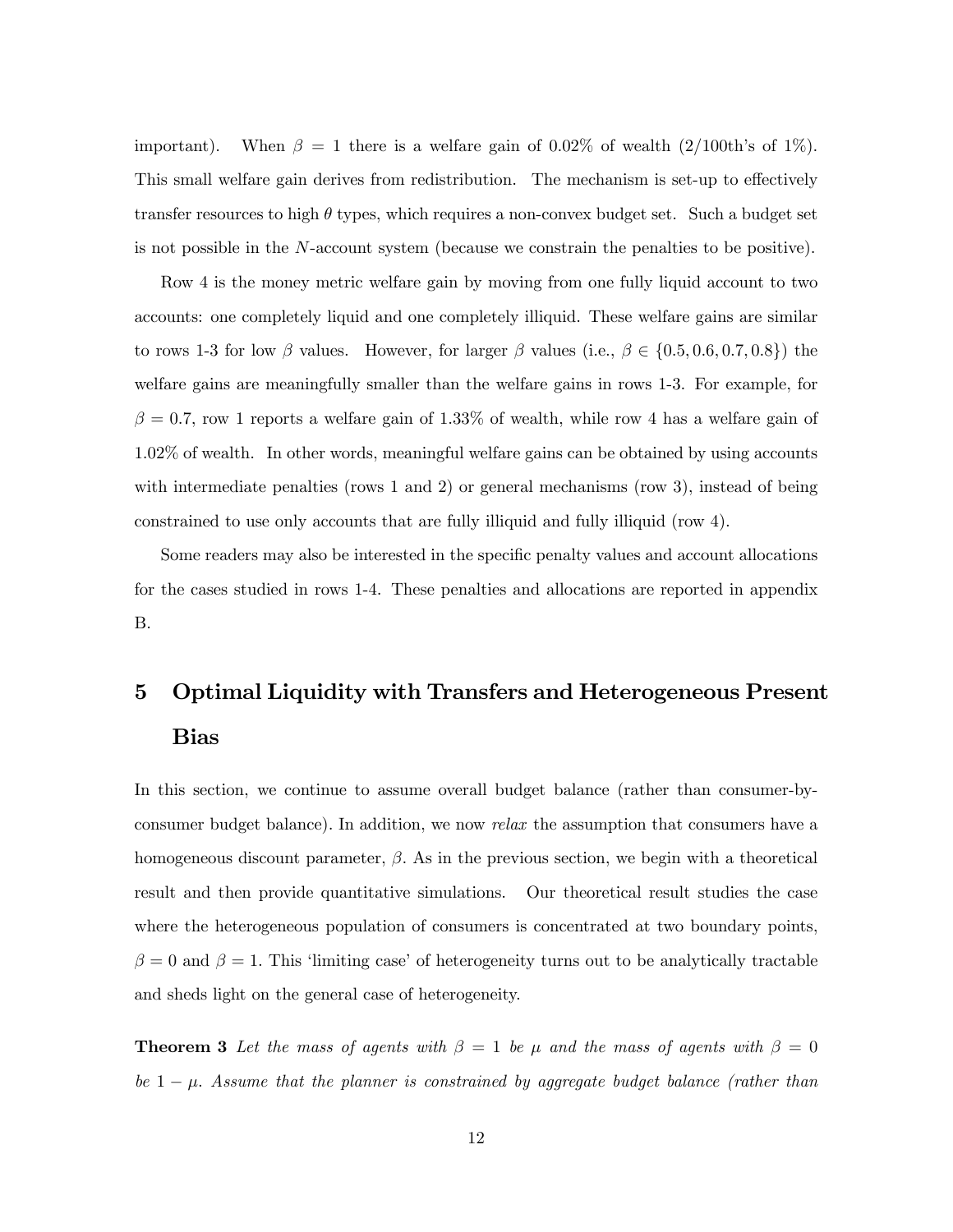important). When $\beta = 1$ there is a welfare gain of 0.02% of wealth (2/100th's of 1%). This small welfare gain derives from redistribution. The mechanism is set-up to effectively transfer resources to high $\theta$ types, which requires a non-convex budget set. Such a budget set is not possible in the $N$-account system (because we constrain the penalties to be positive).

Row 4 is the money metric welfare gain by moving from one fully liquid account to two accounts: one completely liquid and one completely illiquid. These welfare gains are similar to rows 1-3 for low $\beta$ values. However, for larger $\beta$ values (i.e., $\beta \in \{0.5, 0.6, 0.7, 0.8\}$) the welfare gains are meaningfully smaller than the welfare gains in rows 1-3. For example, for $\beta = 0.7$, row 1 reports a welfare gain of 1.33% of wealth, while row 4 has a welfare gain of 1.02% of wealth. In other words, meaningful welfare gains can be obtained by using accounts with intermediate penalties (rows 1 and 2) or general mechanisms (row 3), instead of being constrained to use only accounts that are fully illiquid and fully illiquid (row 4).

Some readers may also be interested in the specific penalty values and account allocations for the cases studied in rows 1-4. These penalties and allocations are reported in appendix B.

# 5 Optimal Liquidity with Transfers and Heterogeneous Present Bias

In this section, we continue to assume overall budget balance (rather than consumer-by-consumer budget balance). In addition, we now *relax* the assumption that consumers have a homogeneous discount parameter, $\beta$. As in the previous section, we begin with a theoretical result and then provide quantitative simulations. Our theoretical result studies the case where the heterogeneous population of consumers is concentrated at two boundary points, $\beta = 0$ and $\beta = 1$. This 'limiting case' of heterogeneity turns out to be analytically tractable and sheds light on the general case of heterogeneity.

**Theorem 3** *Let the mass of agents with $\beta = 1$ be $\mu$ and the mass of agents with $\beta = 0$ be $1 - \mu$. Assume that the planner is constrained by aggregate budget balance (rather than*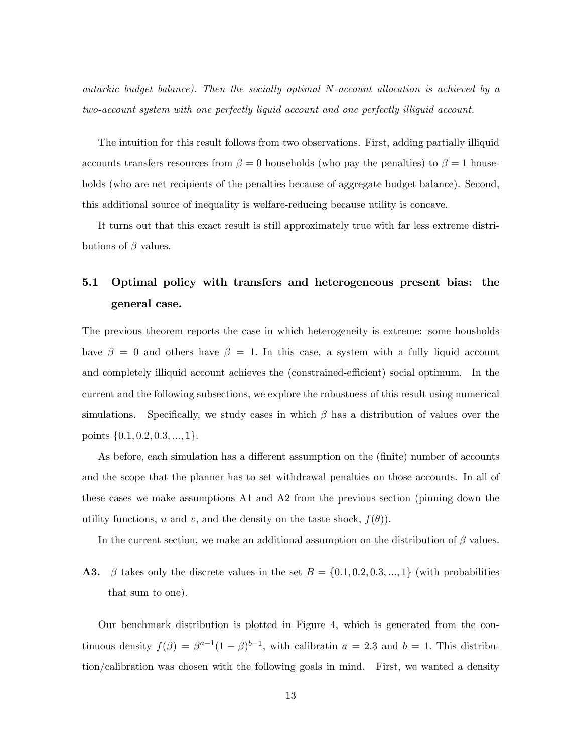*autarkic budget balance). Then the socially optimal N-account allocation is achieved by a two-account system with one perfectly liquid account and one perfectly illiquid account.*

The intuition for this result follows from two observations. First, adding partially illiquid accounts transfers resources from $\beta = 0$ households (who pay the penalties) to $\beta = 1$ households (who are net recipients of the penalties because of aggregate budget balance). Second, this additional source of inequality is welfare-reducing because utility is concave.

It turns out that this exact result is still approximately true with far less extreme distributions of $\beta$ values.

## 5.1 Optimal policy with transfers and heterogeneous present bias: the general case.

The previous theorem reports the case in which heterogeneity is extreme: some housholds have $\beta = 0$ and others have $\beta = 1$. In this case, a system with a fully liquid account and completely illiquid account achieves the (constrained-efficient) social optimum. In the current and the following subsections, we explore the robustness of this result using numerical simulations. Specifically, we study cases in which $\beta$ has a distribution of values over the points $\{0.1, 0.2, 0.3, ..., 1\}$.

As before, each simulation has a different assumption on the (finite) number of accounts and the scope that the planner has to set withdrawal penalties on those accounts. In all of these cases we make assumptions A1 and A2 from the previous section (pinning down the utility functions, $u$ and $v$, and the density on the taste shock, $f(\theta)$).

In the current section, we make an additional assumption on the distribution of $\beta$ values.

**A3.** $\beta$ takes only the discrete values in the set $B = \{0.1, 0.2, 0.3, ..., 1\}$ (with probabilities that sum to one).

Our benchmark distribution is plotted in Figure 4, which is generated from the continuous density $f(\beta) = \beta^{a-1}(1-\beta)^{b-1}$, with calibratin $a = 2.3$ and $b = 1$. This distribution/calibration was chosen with the following goals in mind. First, we wanted a density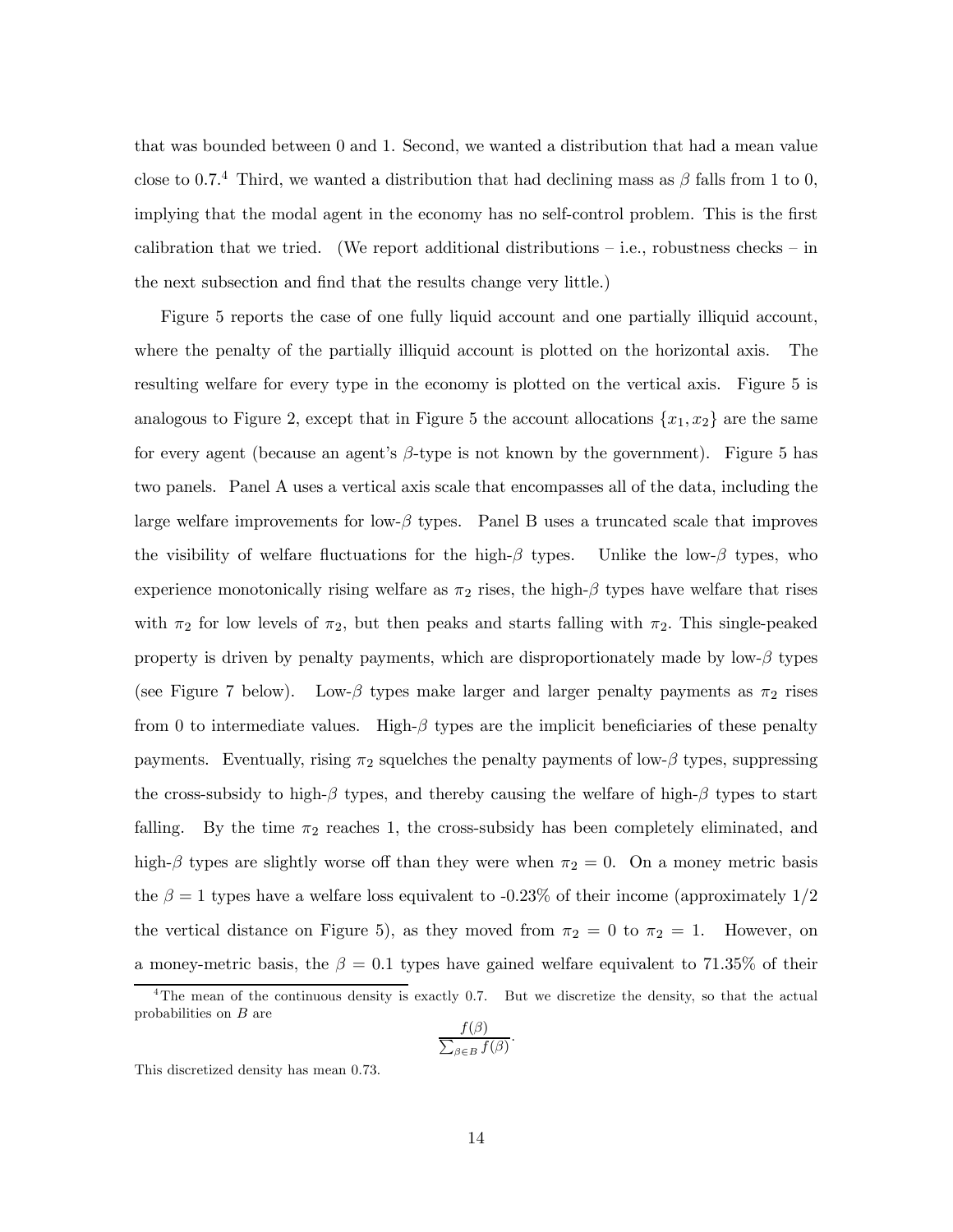that was bounded between 0 and 1. Second, we wanted a distribution that had a mean value close to 0.7.[4] Third, we wanted a distribution that had declining mass as $\beta$ falls from 1 to 0, implying that the modal agent in the economy has no self-control problem. This is the first calibration that we tried. (We report additional distributions – i.e., robustness checks – in the next subsection and find that the results change very little.)

Figure 5 reports the case of one fully liquid account and one partially illiquid account, where the penalty of the partially illiquid account is plotted on the horizontal axis. The resulting welfare for every type in the economy is plotted on the vertical axis. Figure 5 is analogous to Figure 2, except that in Figure 5 the account allocations $\{x_1, x_2\}$ are the same for every agent (because an agent's $\beta$-type is not known by the government). Figure 5 has two panels. Panel A uses a vertical axis scale that encompasses all of the data, including the large welfare improvements for low-$\beta$ types. Panel B uses a truncated scale that improves the visibility of welfare fluctuations for the high-$\beta$ types. Unlike the low-$\beta$ types, who experience monotonically rising welfare as $\pi_2$ rises, the high-$\beta$ types have welfare that rises with $\pi_2$ for low levels of $\pi_2$, but then peaks and starts falling with $\pi_2$. This single-peaked property is driven by penalty payments, which are disproportionately made by low-$\beta$ types (see Figure 7 below). Low-$\beta$ types make larger and larger penalty payments as $\pi_2$ rises from 0 to intermediate values. High-$\beta$ types are the implicit beneficiaries of these penalty payments. Eventually, rising $\pi_2$ squelches the penalty payments of low-$\beta$ types, suppressing the cross-subsidy to high-$\beta$ types, and thereby causing the welfare of high-$\beta$ types to start falling. By the time $\pi_2$ reaches 1, the cross-subsidy has been completely eliminated, and high-$\beta$ types are slightly worse off than they were when $\pi_2 = 0$. On a money metric basis the $\beta = 1$ types have a welfare loss equivalent to -0.23% of their income (approximately 1/2 the vertical distance on Figure 5), as they moved from $\pi_2 = 0$ to $\pi_2 = 1$. However, on a money-metric basis, the $\beta = 0.1$ types have gained welfare equivalent to 71.35% of their

[4] The mean of the continuous density is exactly 0.7. But we discretize the density, so that the actual probabilities on $B$ are

$$\frac{f(\beta)}{\sum_{\beta \in B} f(\beta)}.$$

This discretized density has mean 0.73.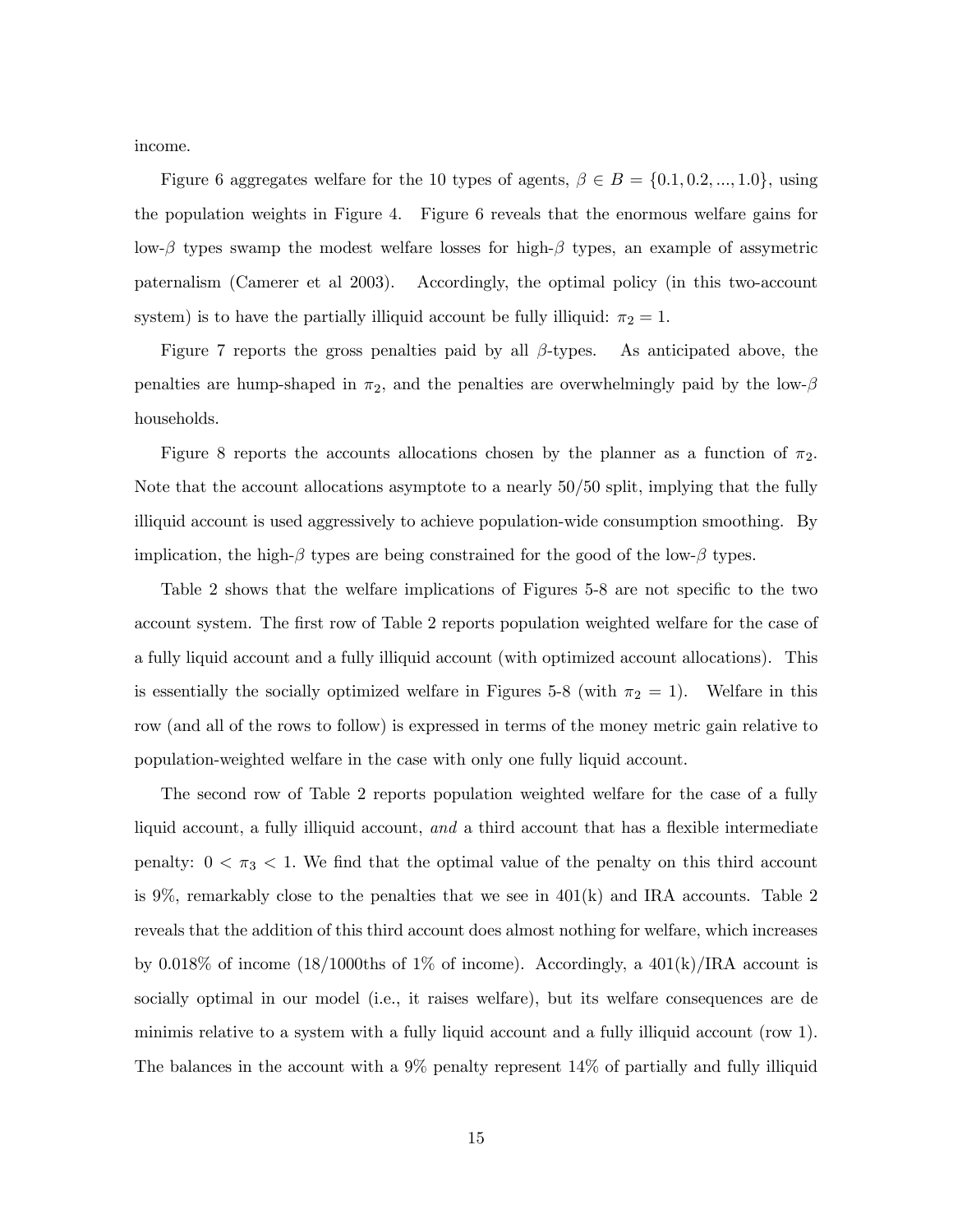income.

Figure 6 aggregates welfare for the 10 types of agents, $\beta \in B = \{0.1, 0.2, ..., 1.0\}$, using the population weights in Figure 4. Figure 6 reveals that the enormous welfare gains for low-$\beta$ types swamp the modest welfare losses for high-$\beta$ types, an example of assymetric paternalism (Camerer et al 2003). Accordingly, the optimal policy (in this two-account system) is to have the partially illiquid account be fully illiquid: $\pi_2 = 1$.

Figure 7 reports the gross penalties paid by all $\beta$-types. As anticipated above, the penalties are hump-shaped in $\pi_2$, and the penalties are overwhelmingly paid by the low-$\beta$ households.

Figure 8 reports the accounts allocations chosen by the planner as a function of $\pi_2$. Note that the account allocations asymptote to a nearly 50/50 split, implying that the fully illiquid account is used aggressively to achieve population-wide consumption smoothing. By implication, the high-$\beta$ types are being constrained for the good of the low-$\beta$ types.

Table 2 shows that the welfare implications of Figures 5-8 are not specific to the two account system. The first row of Table 2 reports population weighted welfare for the case of a fully liquid account and a fully illiquid account (with optimized account allocations). This is essentially the socially optimized welfare in Figures 5-8 (with $\pi_2 = 1$). Welfare in this row (and all of the rows to follow) is expressed in terms of the money metric gain relative to population-weighted welfare in the case with only one fully liquid account.

The second row of Table 2 reports population weighted welfare for the case of a fully liquid account, a fully illiquid account, *and* a third account that has a flexible intermediate penalty: $0 < \pi_3 < 1$. We find that the optimal value of the penalty on this third account is 9%, remarkably close to the penalties that we see in 401(k) and IRA accounts. Table 2 reveals that the addition of this third account does almost nothing for welfare, which increases by 0.018% of income (18/1000ths of 1% of income). Accordingly, a 401(k)/IRA account is socially optimal in our model (i.e., it raises welfare), but its welfare consequences are de minimis relative to a system with a fully liquid account and a fully illiquid account (row 1). The balances in the account with a 9% penalty represent 14% of partially and fully illiquid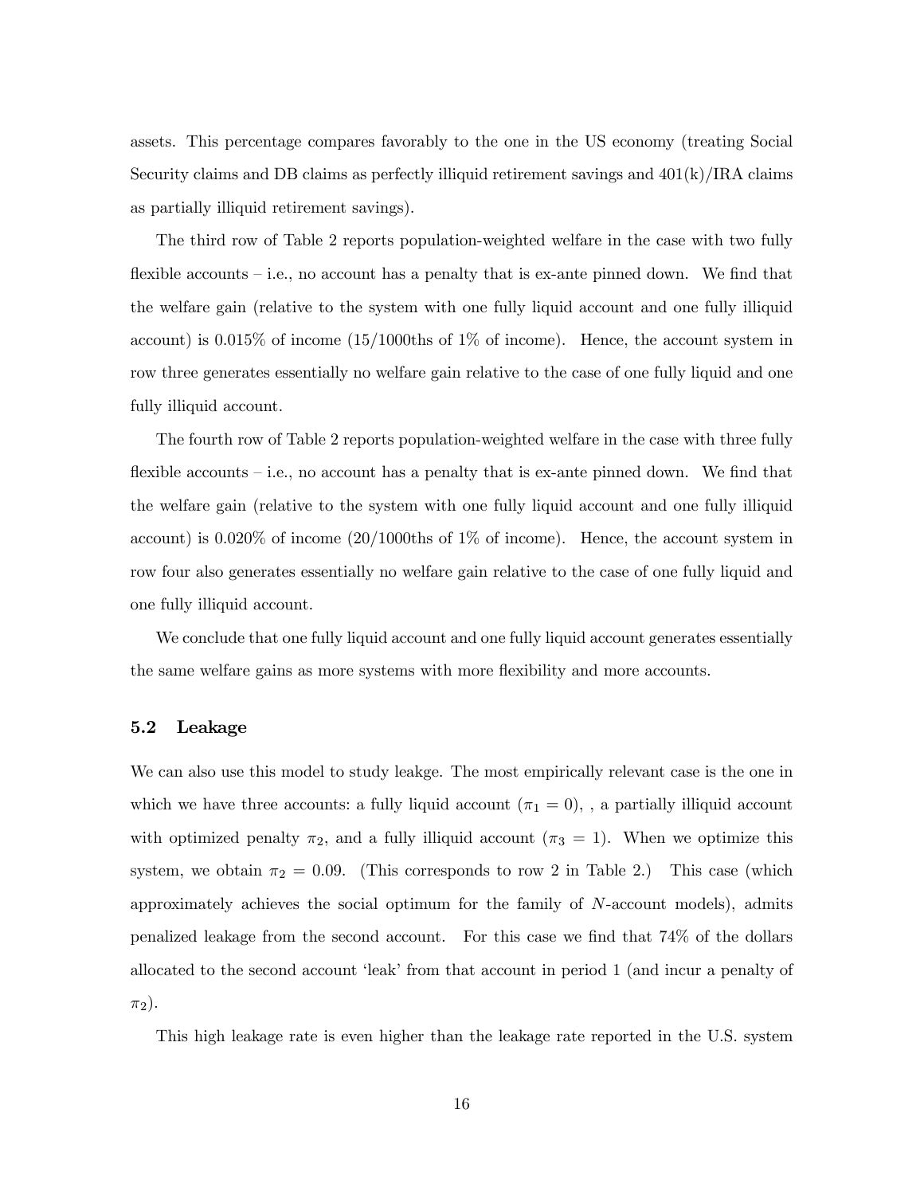assets. This percentage compares favorably to the one in the US economy (treating Social Security claims and DB claims as perfectly illiquid retirement savings and 401(k)/IRA claims as partially illiquid retirement savings).

The third row of Table 2 reports population-weighted welfare in the case with two fully flexible accounts – i.e., no account has a penalty that is ex-ante pinned down. We find that the welfare gain (relative to the system with one fully liquid account and one fully illiquid account) is 0.015% of income (15/1000ths of 1% of income). Hence, the account system in row three generates essentially no welfare gain relative to the case of one fully liquid and one fully illiquid account.

The fourth row of Table 2 reports population-weighted welfare in the case with three fully flexible accounts – i.e., no account has a penalty that is ex-ante pinned down. We find that the welfare gain (relative to the system with one fully liquid account and one fully illiquid account) is 0.020% of income (20/1000ths of 1% of income). Hence, the account system in row four also generates essentially no welfare gain relative to the case of one fully liquid and one fully illiquid account.

We conclude that one fully liquid account and one fully liquid account generates essentially the same welfare gains as more systems with more flexibility and more accounts.

## 5.2 Leakage

We can also use this model to study leakge. The most empirically relevant case is the one in which we have three accounts: a fully liquid account ($\pi_1 = 0$), , a partially illiquid account with optimized penalty $\pi_2$, and a fully illiquid account ($\pi_3 = 1$). When we optimize this system, we obtain $\pi_2 = 0.09$. (This corresponds to row 2 in Table 2.) This case (which approximately achieves the social optimum for the family of $N$-account models), admits penalized leakage from the second account. For this case we find that 74% of the dollars allocated to the second account 'leak' from that account in period 1 (and incur a penalty of $\pi_2$).

This high leakage rate is even higher than the leakage rate reported in the U.S. system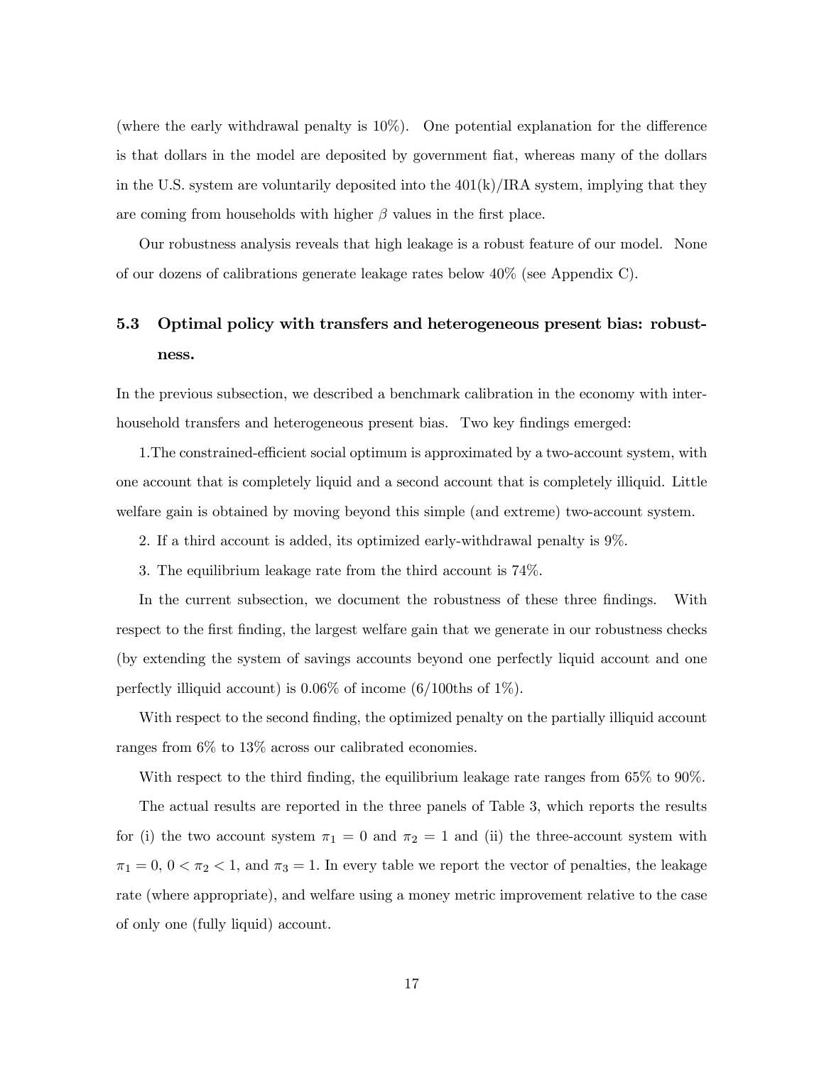(where the early withdrawal penalty is 10%). One potential explanation for the difference is that dollars in the model are deposited by government fiat, whereas many of the dollars in the U.S. system are voluntarily deposited into the 401(k)/IRA system, implying that they are coming from households with higher $\beta$ values in the first place.

Our robustness analysis reveals that high leakage is a robust feature of our model. None of our dozens of calibrations generate leakage rates below 40% (see Appendix C).

### 5.3 Optimal policy with transfers and heterogeneous present bias: robustness.

In the previous subsection, we described a benchmark calibration in the economy with inter-household transfers and heterogeneous present bias. Two key findings emerged:

1.The constrained-efficient social optimum is approximated by a two-account system, with one account that is completely liquid and a second account that is completely illiquid. Little welfare gain is obtained by moving beyond this simple (and extreme) two-account system.

2. If a third account is added, its optimized early-withdrawal penalty is 9%.

3. The equilibrium leakage rate from the third account is 74%.

In the current subsection, we document the robustness of these three findings. With respect to the first finding, the largest welfare gain that we generate in our robustness checks (by extending the system of savings accounts beyond one perfectly liquid account and one perfectly illiquid account) is 0.06% of income (6/100ths of 1%).

With respect to the second finding, the optimized penalty on the partially illiquid account ranges from 6% to 13% across our calibrated economies.

With respect to the third finding, the equilibrium leakage rate ranges from 65% to 90%.

The actual results are reported in the three panels of Table 3, which reports the results for (i) the two account system $\pi_1 = 0$ and $\pi_2 = 1$ and (ii) the three-account system with $\pi_1 = 0$, $0 < \pi_2 < 1$, and $\pi_3 = 1$. In every table we report the vector of penalties, the leakage rate (where appropriate), and welfare using a money metric improvement relative to the case of only one (fully liquid) account.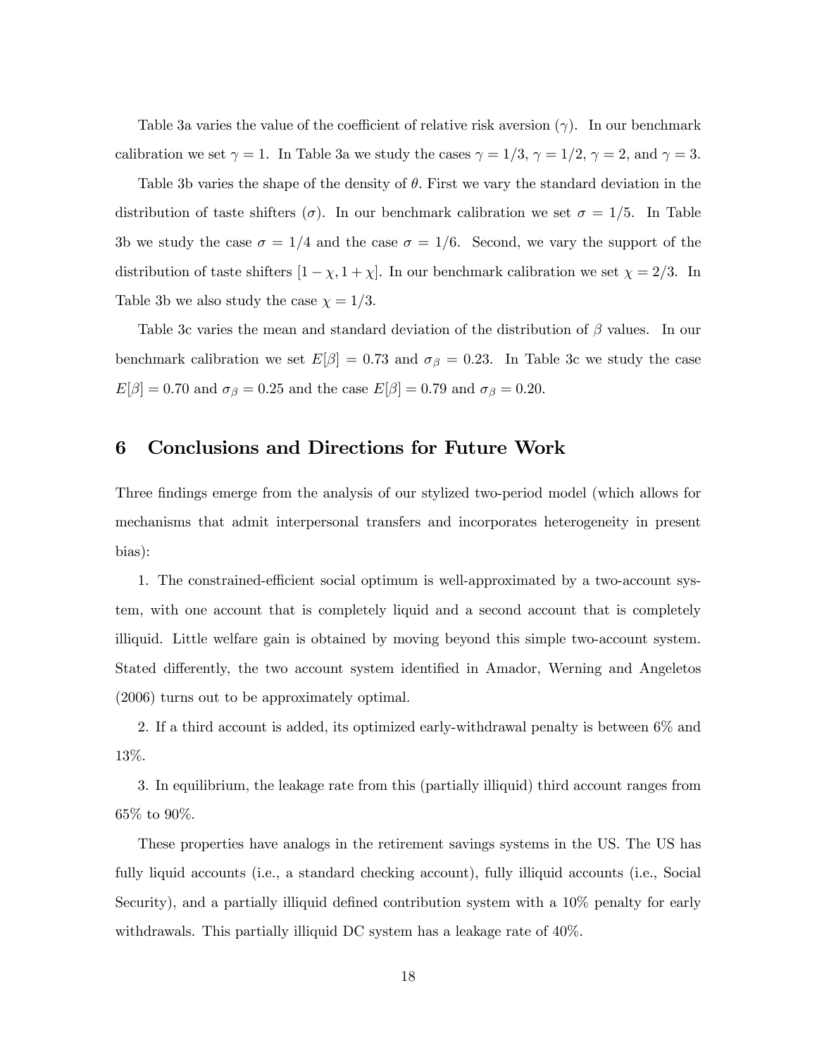Table 3a varies the value of the coefficient of relative risk aversion ($\gamma$). In our benchmark calibration we set $\gamma = 1$. In Table 3a we study the cases $\gamma = 1/3$, $\gamma = 1/2$, $\gamma = 2$, and $\gamma = 3$.

Table 3b varies the shape of the density of $\theta$. First we vary the standard deviation in the distribution of taste shifters ($\sigma$). In our benchmark calibration we set $\sigma = 1/5$. In Table 3b we study the case $\sigma = 1/4$ and the case $\sigma = 1/6$. Second, we vary the support of the distribution of taste shifters $[1 - \chi, 1 + \chi]$. In our benchmark calibration we set $\chi = 2/3$. In Table 3b we also study the case $\chi = 1/3$.

Table 3c varies the mean and standard deviation of the distribution of $\beta$ values. In our benchmark calibration we set $E[\beta] = 0.73$ and $\sigma_\beta = 0.23$. In Table 3c we study the case $E[\beta] = 0.70$ and $\sigma_\beta = 0.25$ and the case $E[\beta] = 0.79$ and $\sigma_\beta = 0.20$.

## 6 Conclusions and Directions for Future Work

Three findings emerge from the analysis of our stylized two-period model (which allows for mechanisms that admit interpersonal transfers and incorporates heterogeneity in present bias):

1. The constrained-efficient social optimum is well-approximated by a two-account system, with one account that is completely liquid and a second account that is completely illiquid. Little welfare gain is obtained by moving beyond this simple two-account system. Stated differently, the two account system identified in Amador, Werning and Angeletos (2006) turns out to be approximately optimal.

2. If a third account is added, its optimized early-withdrawal penalty is between 6% and 13%.

3. In equilibrium, the leakage rate from this (partially illiquid) third account ranges from 65% to 90%.

These properties have analogs in the retirement savings systems in the US. The US has fully liquid accounts (i.e., a standard checking account), fully illiquid accounts (i.e., Social Security), and a partially illiquid defined contribution system with a 10% penalty for early withdrawals. This partially illiquid DC system has a leakage rate of 40%.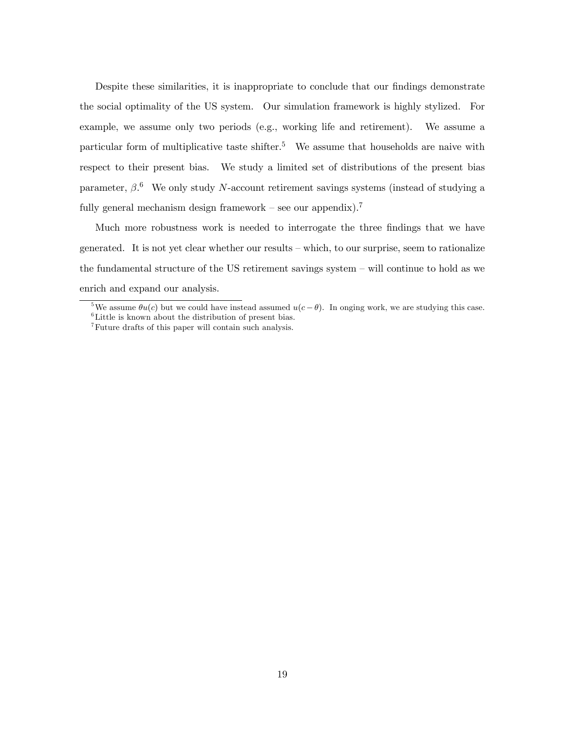Despite these similarities, it is inappropriate to conclude that our findings demonstrate the social optimality of the US system. Our simulation framework is highly stylized. For example, we assume only two periods (e.g., working life and retirement). We assume a particular form of multiplicative taste shifter.[5] We assume that households are naive with respect to their present bias. We study a limited set of distributions of the present bias parameter, $\beta$.[6] We only study $N$-account retirement savings systems (instead of studying a fully general mechanism design framework – see our appendix).[7]

Much more robustness work is needed to interrogate the three findings that we have generated. It is not yet clear whether our results – which, to our surprise, seem to rationalize the fundamental structure of the US retirement savings system – will continue to hold as we enrich and expand our analysis.

[5] We assume $\theta u(c)$ but we could have instead assumed $u(c - \theta)$. In onging work, we are studying this case.

[6] Little is known about the distribution of present bias.

[7] Future drafts of this paper will contain such analysis.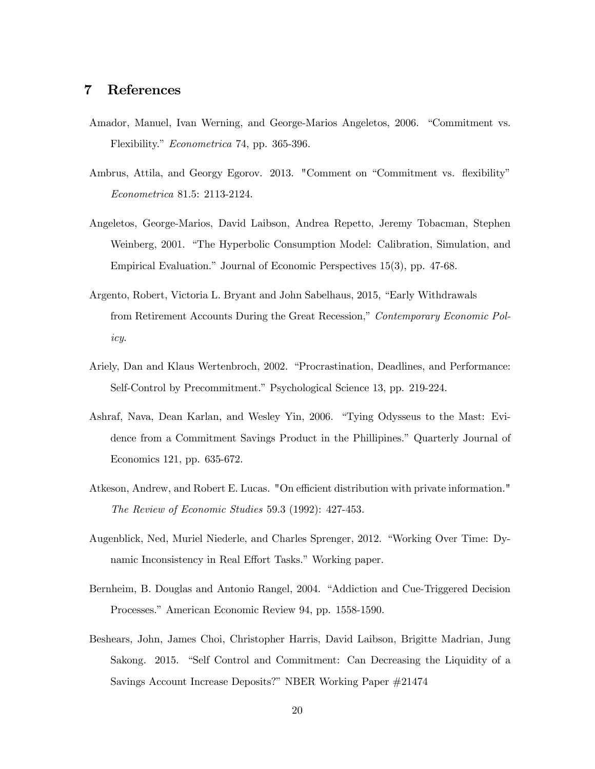## 7 References

Amador, Manuel, Ivan Werning, and George-Marios Angeletos, 2006. "Commitment vs. Flexibility." *Econometrica* 74, pp. 365-396.

Ambrus, Attila, and Georgy Egorov. 2013. "Comment on "Commitment vs. flexibility" *Econometrica* 81.5: 2113-2124.

Angeletos, George-Marios, David Laibson, Andrea Repetto, Jeremy Tobacman, Stephen Weinberg, 2001. "The Hyperbolic Consumption Model: Calibration, Simulation, and Empirical Evaluation." Journal of Economic Perspectives 15(3), pp. 47-68.

Argento, Robert, Victoria L. Bryant and John Sabelhaus, 2015, "Early Withdrawals from Retirement Accounts During the Great Recession," *Contemporary Economic Policy*.

Ariely, Dan and Klaus Wertenbroch, 2002. "Procrastination, Deadlines, and Performance: Self-Control by Precommitment." Psychological Science 13, pp. 219-224.

Ashraf, Nava, Dean Karlan, and Wesley Yin, 2006. "Tying Odysseus to the Mast: Evidence from a Commitment Savings Product in the Phillipines." Quarterly Journal of Economics 121, pp. 635-672.

Atkeson, Andrew, and Robert E. Lucas. "On efficient distribution with private information." *The Review of Economic Studies* 59.3 (1992): 427-453.

Augenblick, Ned, Muriel Niederle, and Charles Sprenger, 2012. "Working Over Time: Dynamic Inconsistency in Real Effort Tasks." Working paper.

Bernheim, B. Douglas and Antonio Rangel, 2004. "Addiction and Cue-Triggered Decision Processes." American Economic Review 94, pp. 1558-1590.

Beshears, John, James Choi, Christopher Harris, David Laibson, Brigitte Madrian, Jung Sakong. 2015. "Self Control and Commitment: Can Decreasing the Liquidity of a Savings Account Increase Deposits?" NBER Working Paper #21474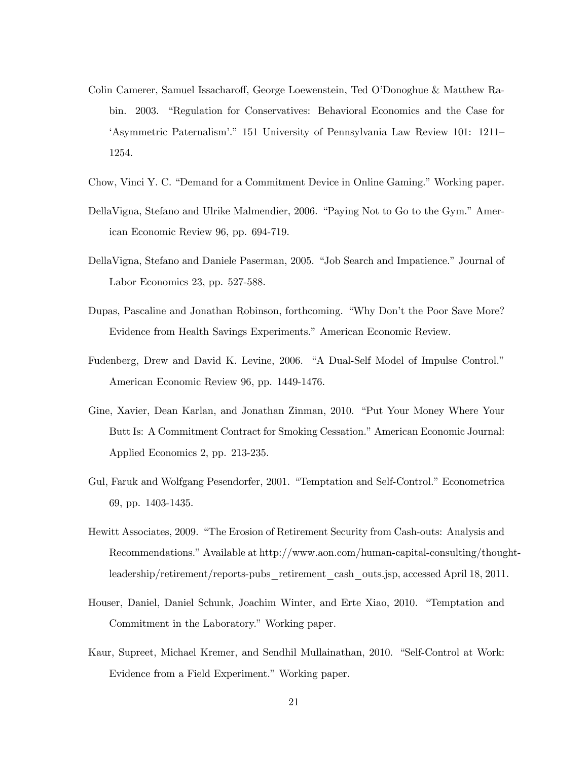Colin Camerer, Samuel Issacharoff, George Loewenstein, Ted O'Donoghue & Matthew Rabin. 2003. "Regulation for Conservatives: Behavioral Economics and the Case for 'Asymmetric Paternalism'." 151 University of Pennsylvania Law Review 101: 1211–1254.

Chow, Vinci Y. C. "Demand for a Commitment Device in Online Gaming." Working paper.

DellaVigna, Stefano and Ulrike Malmendier, 2006. "Paying Not to Go to the Gym." American Economic Review 96, pp. 694-719.

DellaVigna, Stefano and Daniele Paserman, 2005. "Job Search and Impatience." Journal of Labor Economics 23, pp. 527-588.

Dupas, Pascaline and Jonathan Robinson, forthcoming. "Why Don't the Poor Save More? Evidence from Health Savings Experiments." American Economic Review.

Fudenberg, Drew and David K. Levine, 2006. "A Dual-Self Model of Impulse Control." American Economic Review 96, pp. 1449-1476.

Gine, Xavier, Dean Karlan, and Jonathan Zinman, 2010. "Put Your Money Where Your Butt Is: A Commitment Contract for Smoking Cessation." American Economic Journal: Applied Economics 2, pp. 213-235.

Gul, Faruk and Wolfgang Pesendorfer, 2001. "Temptation and Self-Control." Econometrica 69, pp. 1403-1435.

Hewitt Associates, 2009. "The Erosion of Retirement Security from Cash-outs: Analysis and Recommendations." Available at http://www.aon.com/human-capital-consulting/thought-leadership/retirement/reports-pubs_retirement_cash_outs.jsp, accessed April 18, 2011.

Houser, Daniel, Daniel Schunk, Joachim Winter, and Erte Xiao, 2010. "Temptation and Commitment in the Laboratory." Working paper.

Kaur, Supreet, Michael Kremer, and Sendhil Mullainathan, 2010. "Self-Control at Work: Evidence from a Field Experiment." Working paper.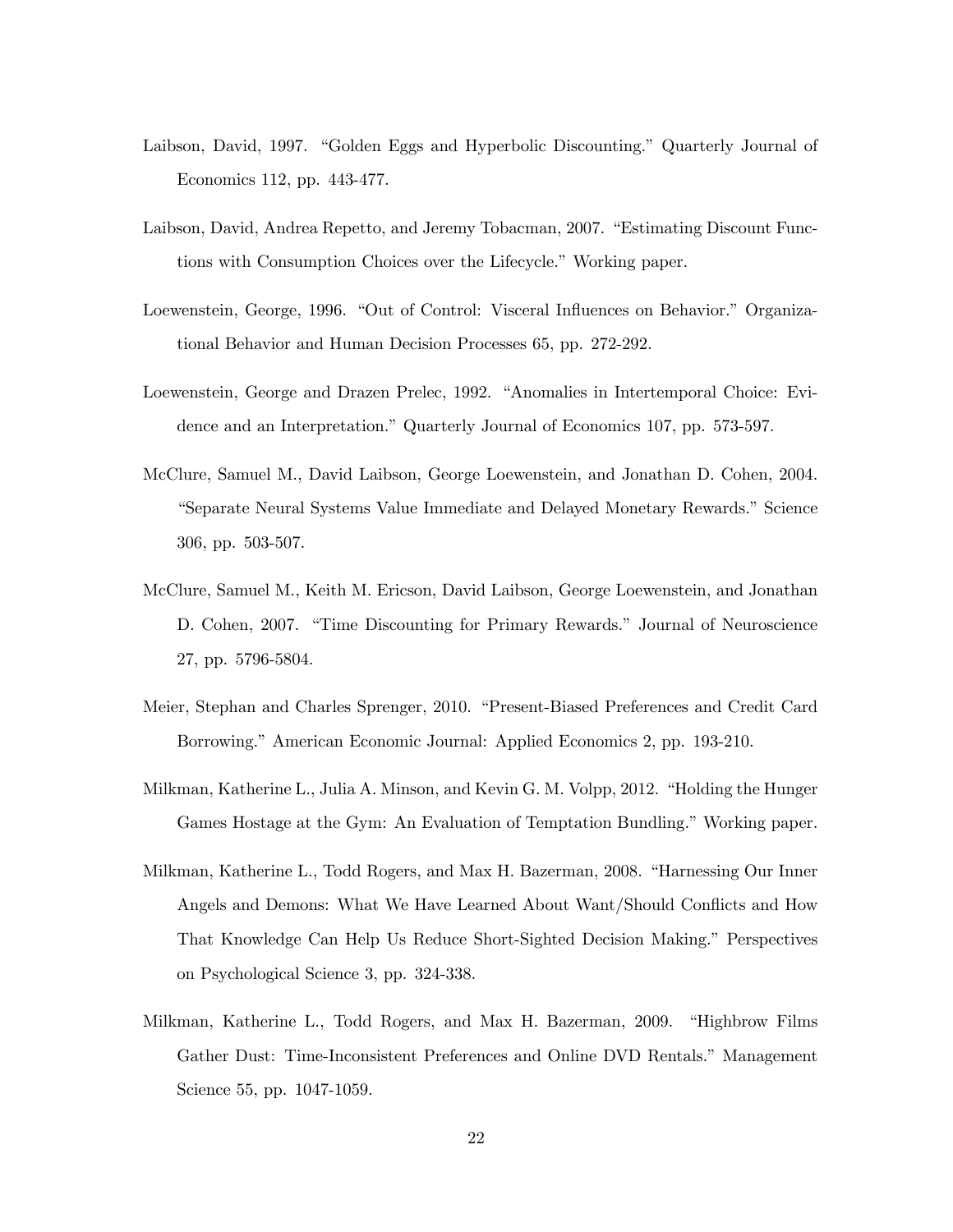Laibson, David, 1997. "Golden Eggs and Hyperbolic Discounting." Quarterly Journal of Economics 112, pp. 443-477.

Laibson, David, Andrea Repetto, and Jeremy Tobacman, 2007. "Estimating Discount Functions with Consumption Choices over the Lifecycle." Working paper.

Loewenstein, George, 1996. "Out of Control: Visceral Influences on Behavior." Organizational Behavior and Human Decision Processes 65, pp. 272-292.

Loewenstein, George and Drazen Prelec, 1992. "Anomalies in Intertemporal Choice: Evidence and an Interpretation." Quarterly Journal of Economics 107, pp. 573-597.

McClure, Samuel M., David Laibson, George Loewenstein, and Jonathan D. Cohen, 2004. "Separate Neural Systems Value Immediate and Delayed Monetary Rewards." Science 306, pp. 503-507.

McClure, Samuel M., Keith M. Ericson, David Laibson, George Loewenstein, and Jonathan D. Cohen, 2007. "Time Discounting for Primary Rewards." Journal of Neuroscience 27, pp. 5796-5804.

Meier, Stephan and Charles Sprenger, 2010. "Present-Biased Preferences and Credit Card Borrowing." American Economic Journal: Applied Economics 2, pp. 193-210.

Milkman, Katherine L., Julia A. Minson, and Kevin G. M. Volpp, 2012. "Holding the Hunger Games Hostage at the Gym: An Evaluation of Temptation Bundling." Working paper.

Milkman, Katherine L., Todd Rogers, and Max H. Bazerman, 2008. "Harnessing Our Inner Angels and Demons: What We Have Learned About Want/Should Conflicts and How That Knowledge Can Help Us Reduce Short-Sighted Decision Making." Perspectives on Psychological Science 3, pp. 324-338.

Milkman, Katherine L., Todd Rogers, and Max H. Bazerman, 2009. "Highbrow Films Gather Dust: Time-Inconsistent Preferences and Online DVD Rentals." Management Science 55, pp. 1047-1059.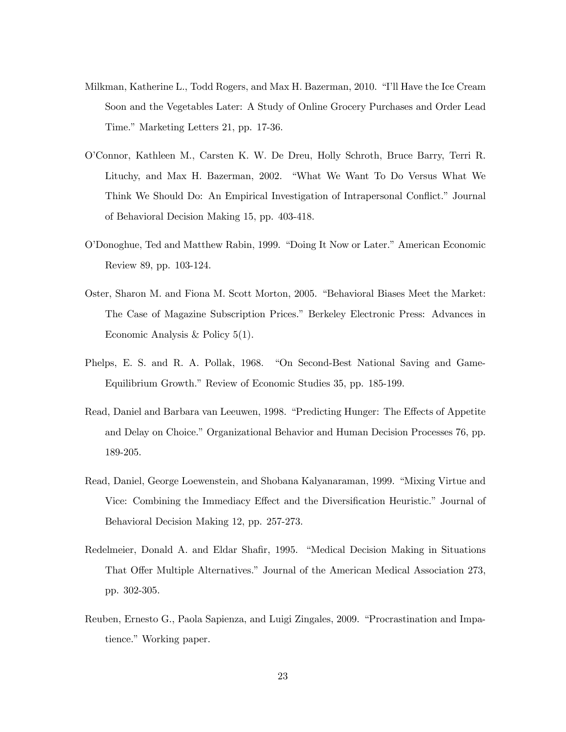Milkman, Katherine L., Todd Rogers, and Max H. Bazerman, 2010. "I'll Have the Ice Cream Soon and the Vegetables Later: A Study of Online Grocery Purchases and Order Lead Time." Marketing Letters 21, pp. 17-36.

O'Connor, Kathleen M., Carsten K. W. De Dreu, Holly Schroth, Bruce Barry, Terri R. Lituchy, and Max H. Bazerman, 2002. "What We Want To Do Versus What We Think We Should Do: An Empirical Investigation of Intrapersonal Conflict." Journal of Behavioral Decision Making 15, pp. 403-418.

O'Donoghue, Ted and Matthew Rabin, 1999. "Doing It Now or Later." American Economic Review 89, pp. 103-124.

Oster, Sharon M. and Fiona M. Scott Morton, 2005. "Behavioral Biases Meet the Market: The Case of Magazine Subscription Prices." Berkeley Electronic Press: Advances in Economic Analysis & Policy 5(1).

Phelps, E. S. and R. A. Pollak, 1968. "On Second-Best National Saving and Game-Equilibrium Growth." Review of Economic Studies 35, pp. 185-199.

Read, Daniel and Barbara van Leeuwen, 1998. "Predicting Hunger: The Effects of Appetite and Delay on Choice." Organizational Behavior and Human Decision Processes 76, pp. 189-205.

Read, Daniel, George Loewenstein, and Shobana Kalyanaraman, 1999. "Mixing Virtue and Vice: Combining the Immediacy Effect and the Diversification Heuristic." Journal of Behavioral Decision Making 12, pp. 257-273.

Redelmeier, Donald A. and Eldar Shafir, 1995. "Medical Decision Making in Situations That Offer Multiple Alternatives." Journal of the American Medical Association 273, pp. 302-305.

Reuben, Ernesto G., Paola Sapienza, and Luigi Zingales, 2009. "Procrastination and Impatience." Working paper.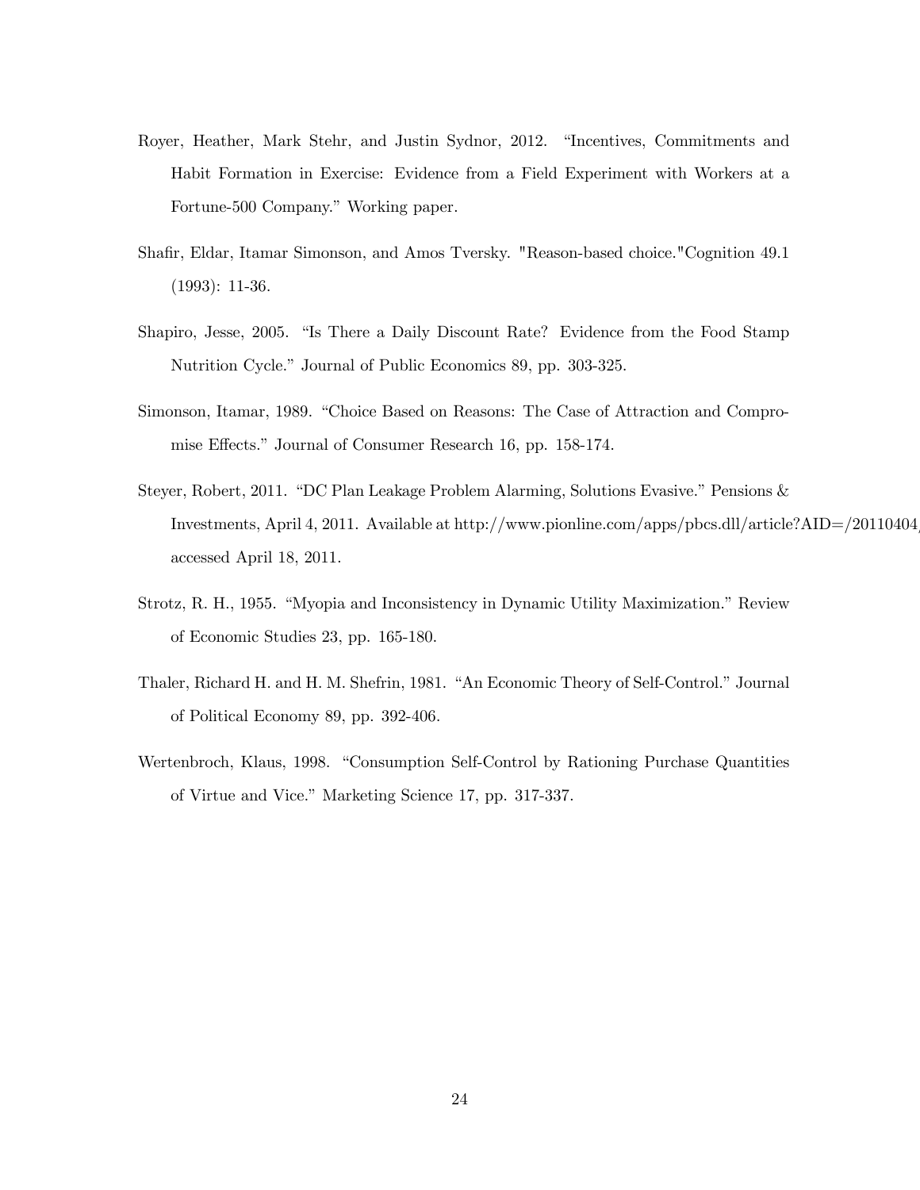Royer, Heather, Mark Stehr, and Justin Sydnor, 2012. "Incentives, Commitments and Habit Formation in Exercise: Evidence from a Field Experiment with Workers at a Fortune-500 Company." Working paper.

Shafir, Eldar, Itamar Simonson, and Amos Tversky. "Reason-based choice."Cognition 49.1 (1993): 11-36.

Shapiro, Jesse, 2005. "Is There a Daily Discount Rate? Evidence from the Food Stamp Nutrition Cycle." Journal of Public Economics 89, pp. 303-325.

Simonson, Itamar, 1989. "Choice Based on Reasons: The Case of Attraction and Compromise Effects." Journal of Consumer Research 16, pp. 158-174.

Steyer, Robert, 2011. "DC Plan Leakage Problem Alarming, Solutions Evasive." Pensions & Investments, April 4, 2011. Available at http://www.pionline.com/apps/pbcs.dll/article?AID=/20110404 accessed April 18, 2011.

Strotz, R. H., 1955. "Myopia and Inconsistency in Dynamic Utility Maximization." Review of Economic Studies 23, pp. 165-180.

Thaler, Richard H. and H. M. Shefrin, 1981. "An Economic Theory of Self-Control." Journal of Political Economy 89, pp. 392-406.

Wertenbroch, Klaus, 1998. "Consumption Self-Control by Rationing Purchase Quantities of Virtue and Vice." Marketing Science 17, pp. 317-337.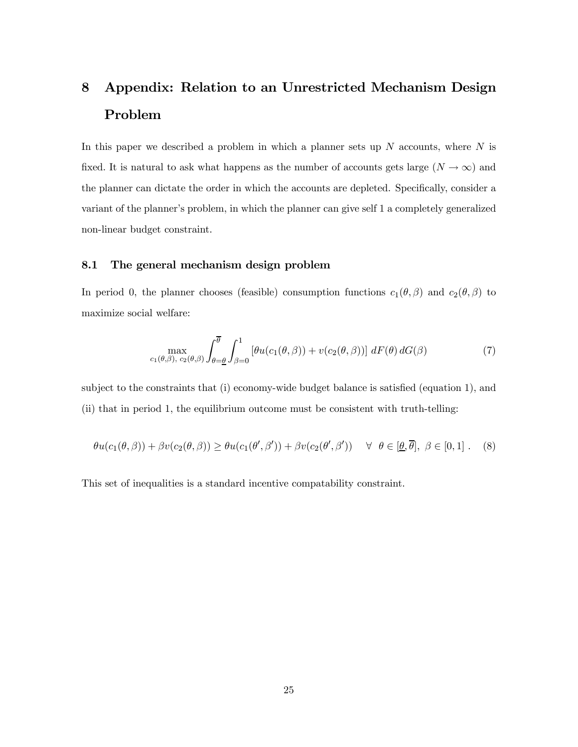# 8 Appendix: Relation to an Unrestricted Mechanism Design Problem

In this paper we described a problem in which a planner sets up $N$ accounts, where $N$ is fixed. It is natural to ask what happens as the number of accounts gets large ($N \to \infty$) and the planner can dictate the order in which the accounts are depleted. Specifically, consider a variant of the planner's problem, in which the planner can give self 1 a completely generalized non-linear budget constraint.

## 8.1 The general mechanism design problem

In period 0, the planner chooses (feasible) consumption functions $c_1(\theta, \beta)$ and $c_2(\theta, \beta)$ to maximize social welfare:

$$\max_{c_1(\theta,\beta),\ c_2(\theta,\beta)} \int_{\theta=\underline{\theta}}^{\overline{\theta}} \int_{\beta=0}^{1} \left[\theta u(c_1(\theta, \beta)) + v(c_2(\theta, \beta))\right] \, dF(\theta) \, dG(\beta) \tag{7}$$

subject to the constraints that (i) economy-wide budget balance is satisfied (equation 1), and (ii) that in period 1, the equilibrium outcome must be consistent with truth-telling:

$$\theta u(c_1(\theta, \beta)) + \beta v(c_2(\theta, \beta)) \geq \theta u(c_1(\theta', \beta')) + \beta v(c_2(\theta', \beta')) \quad \forall \ \theta \in [\underline{\theta}, \overline{\theta}], \ \beta \in [0, 1] \ . \tag{8}$$

This set of inequalities is a standard incentive compatability constraint.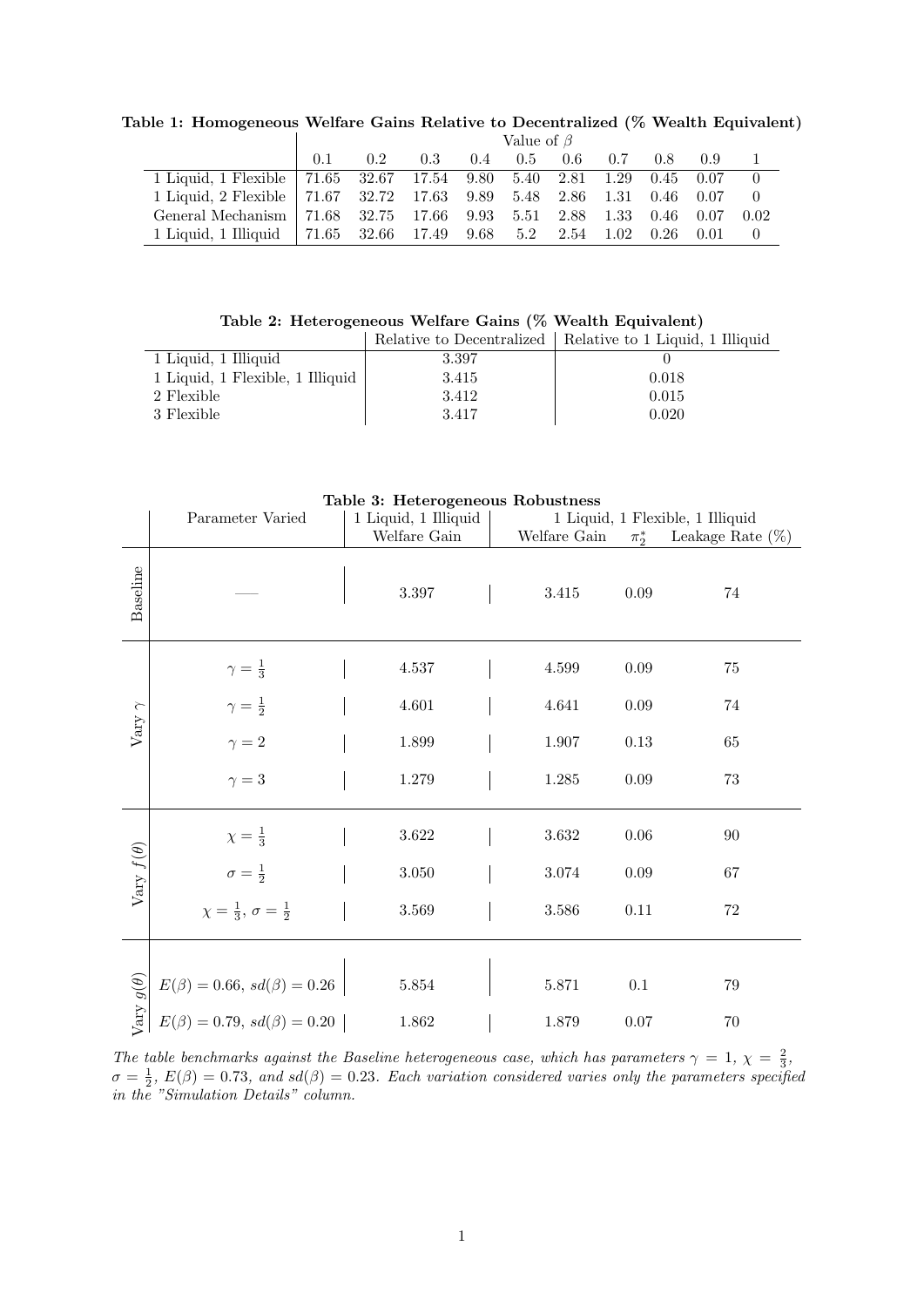**Table 1: Homogeneous Welfare Gains Relative to Decentralized (% Wealth Equivalent)**

| | Value of $\beta$ | | | | | | | | | |
|---|---|---|---|---|---|---|---|---|---|---|
| | 0.1 | 0.2 | 0.3 | 0.4 | 0.5 | 0.6 | 0.7 | 0.8 | 0.9 | 1 |
| 1 Liquid, 1 Flexible | 71.65 | 32.67 | 17.54 | 9.80 | 5.40 | 2.81 | 1.29 | 0.45 | 0.07 | 0 |
| 1 Liquid, 2 Flexible | 71.67 | 32.72 | 17.63 | 9.89 | 5.48 | 2.86 | 1.31 | 0.46 | 0.07 | 0 |
| General Mechanism | 71.68 | 32.75 | 17.66 | 9.93 | 5.51 | 2.88 | 1.33 | 0.46 | 0.07 | 0.02 |
| 1 Liquid, 1 Illiquid | 71.65 | 32.66 | 17.49 | 9.68 | 5.2 | 2.54 | 1.02 | 0.26 | 0.01 | 0 |

**Table 2: Heterogeneous Welfare Gains (% Wealth Equivalent)**

| | Relative to Decentralized | Relative to 1 Liquid, 1 Illiquid |
|---|---|---|
| 1 Liquid, 1 Illiquid | 3.397 | 0 |
| 1 Liquid, 1 Flexible, 1 Illiquid | 3.415 | 0.018 |
| 2 Flexible | 3.412 | 0.015 |
| 3 Flexible | 3.417 | 0.020 |

**Table 3: Heterogeneous Robustness**

| | Parameter Varied | 1 Liquid, 1 Illiquid | 1 Liquid, 1 Flexible, 1 Illiquid | | |
|---|---|---|---|---|---|
| | | Welfare Gain | Welfare Gain | $\pi_2^*$ | Leakage Rate (%) |
| Baseline | — | 3.397 | 3.415 | 0.09 | 74 |
| Vary $\gamma$ | $\gamma = \frac{1}{3}$ | 4.537 | 4.599 | 0.09 | 75 |
| | $\gamma = \frac{1}{2}$ | 4.601 | 4.641 | 0.09 | 74 |
| | $\gamma = 2$ | 1.899 | 1.907 | 0.13 | 65 |
| | $\gamma = 3$ | 1.279 | 1.285 | 0.09 | 73 |
| Vary $f(\theta)$ | $\chi = \frac{1}{3}$ | 3.622 | 3.632 | 0.06 | 90 |
| | $\sigma = \frac{1}{2}$ | 3.050 | 3.074 | 0.09 | 67 |
| | $\chi = \frac{1}{3}$, $\sigma = \frac{1}{2}$ | 3.569 | 3.586 | 0.11 | 72 |
| Vary $g(\theta)$ | $E(\beta) = 0.66$, $sd(\beta) = 0.26$ | 5.854 | 5.871 | 0.1 | 79 |
| | $E(\beta) = 0.79$, $sd(\beta) = 0.20$ | 1.862 | 1.879 | 0.07 | 70 |

*The table benchmarks against the Baseline heterogeneous case, which has parameters $\gamma = 1$, $\chi = \frac{2}{3}$, $\sigma = \frac{1}{2}$, $E(\beta) = 0.73$, and $sd(\beta) = 0.23$. Each variation considered varies only the parameters specified in the "Simulation Details" column.*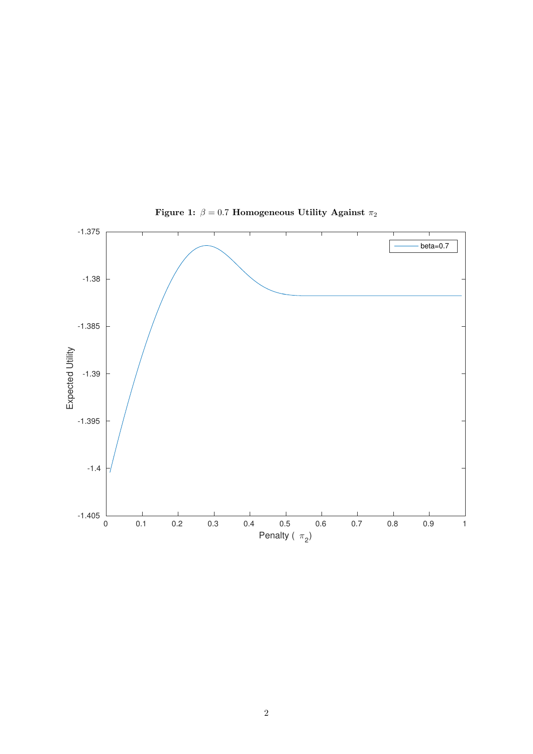**Figure 1:** $\beta = 0.7$ **Homogeneous Utility Against** $\pi_2$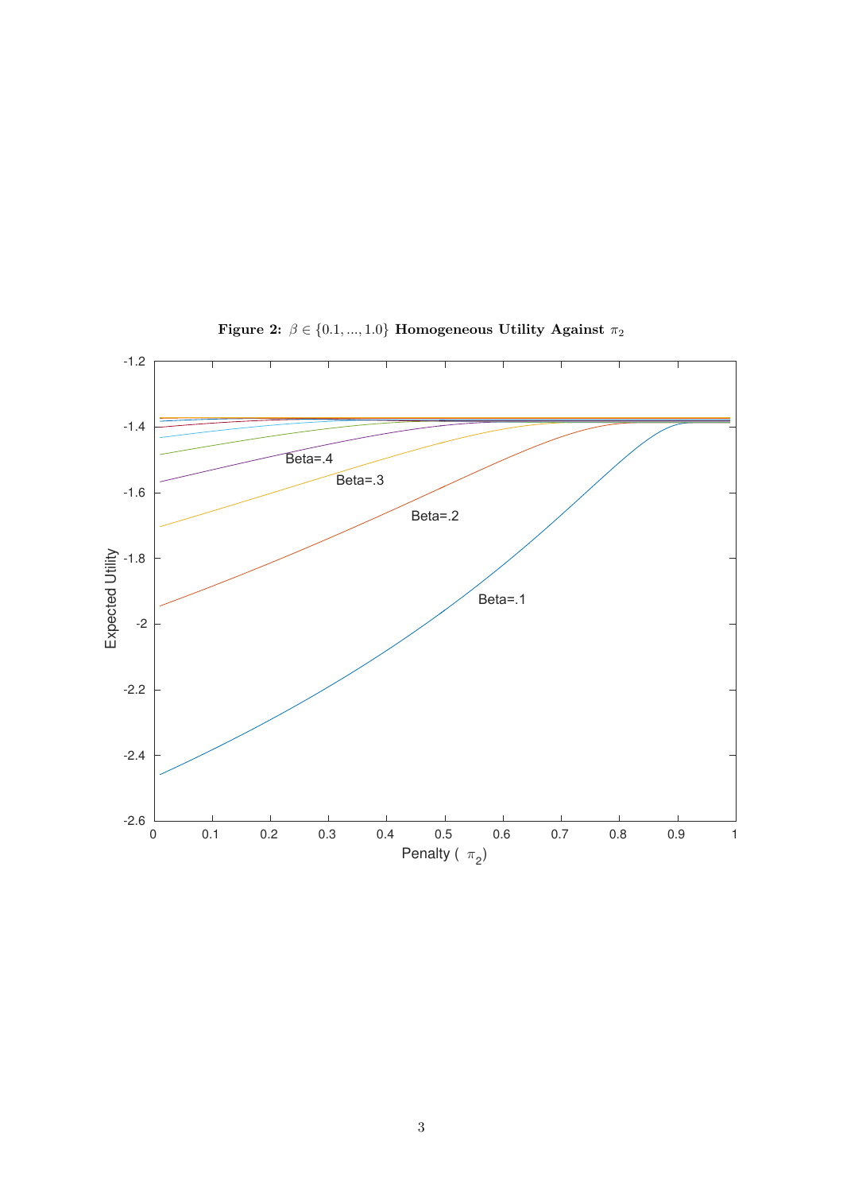**Figure 2:** $\beta \in \{0.1, ..., 1.0\}$ **Homogeneous Utility Against** $\pi_2$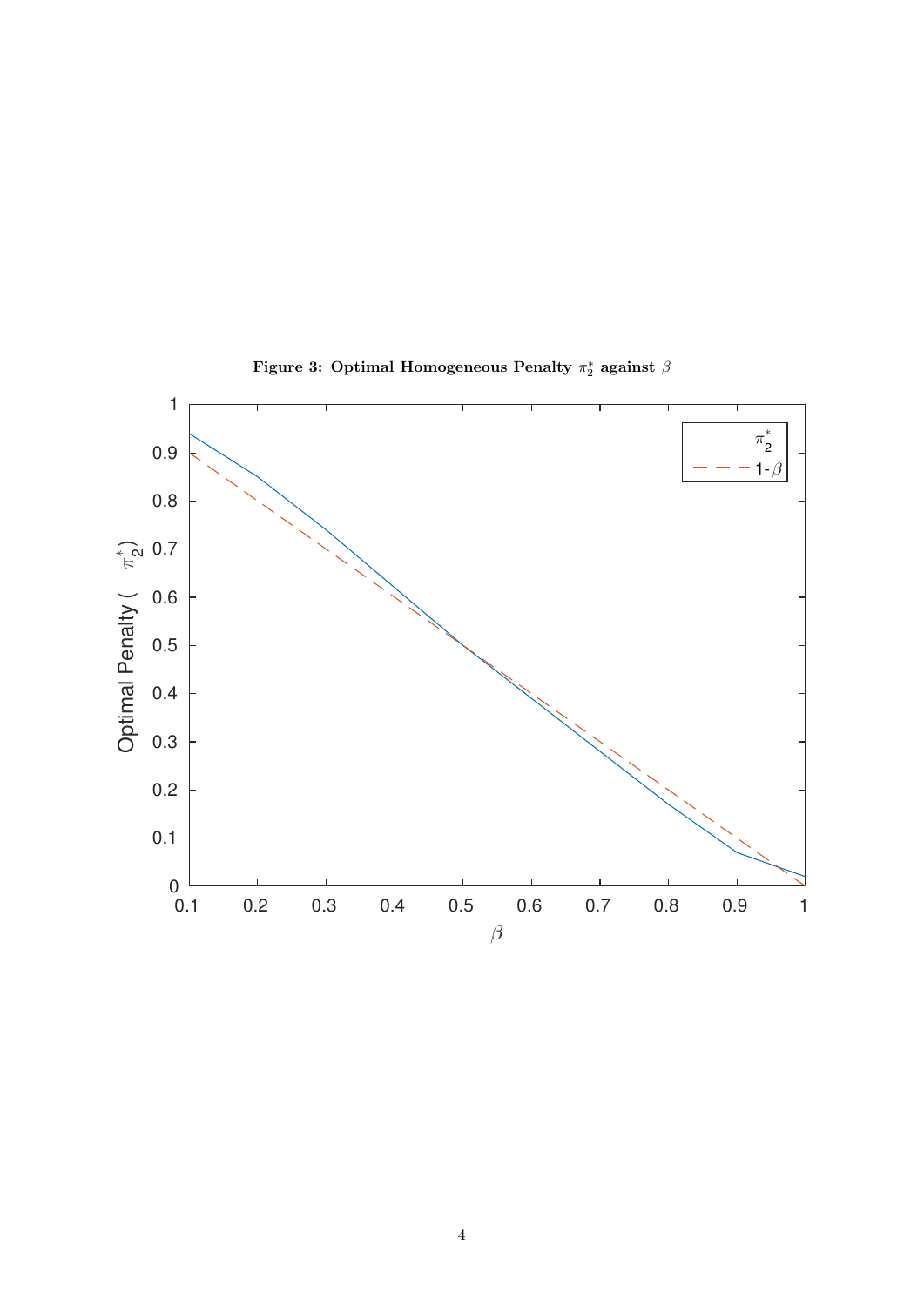**Figure 3: Optimal Homogeneous Penalty $\pi_2^*$ against $\beta$**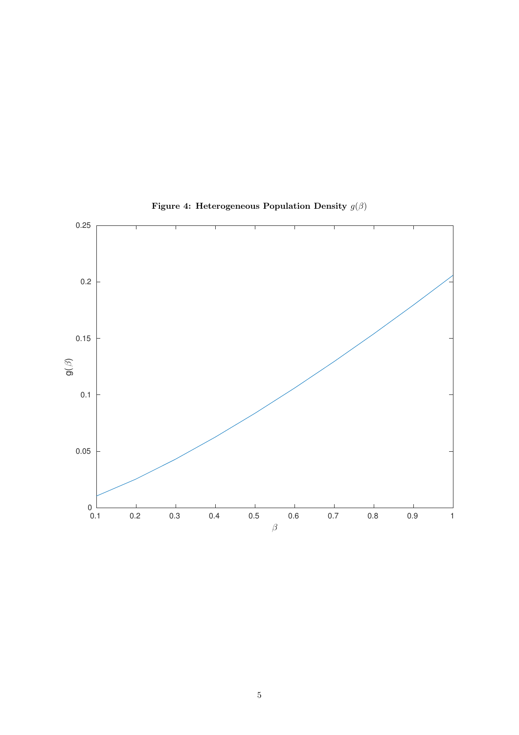**Figure 4: Heterogeneous Population Density $g(\beta)$**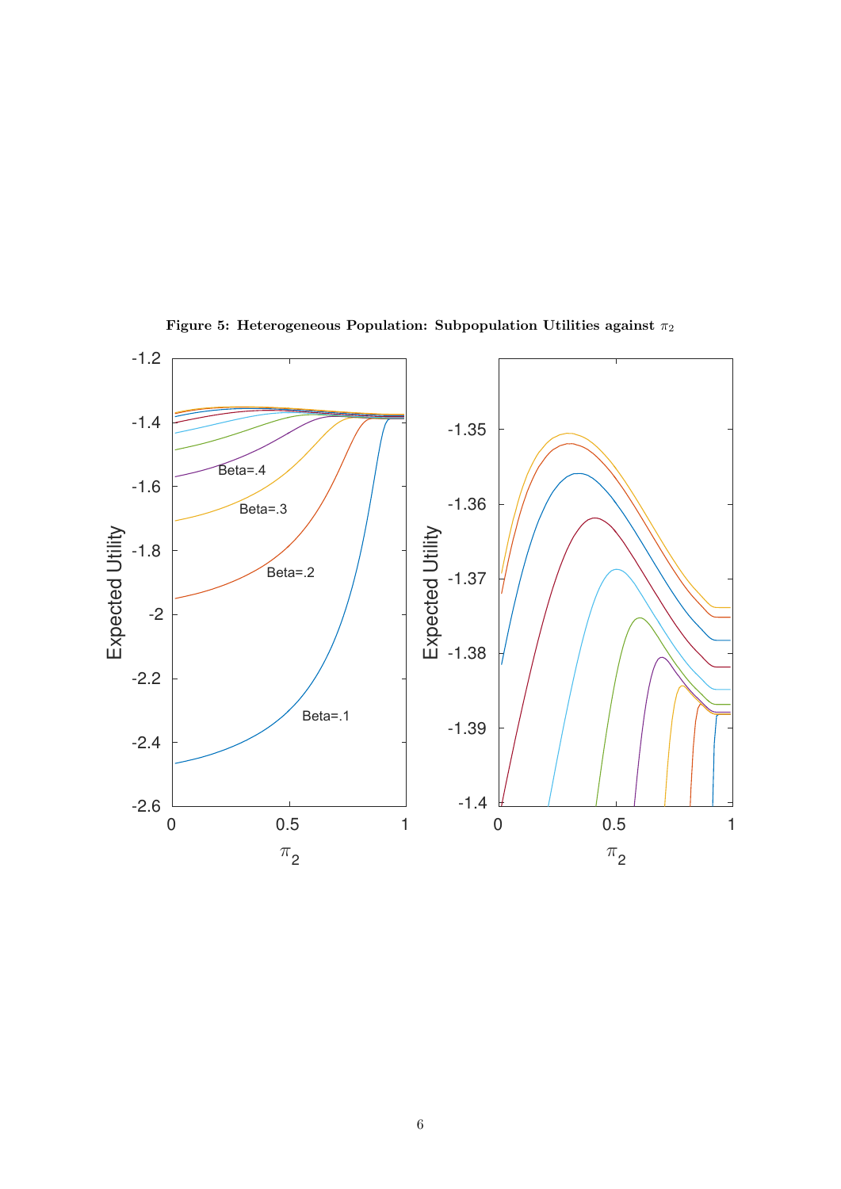**Figure 5: Heterogeneous Population: Subpopulation Utilities against $\pi_2$**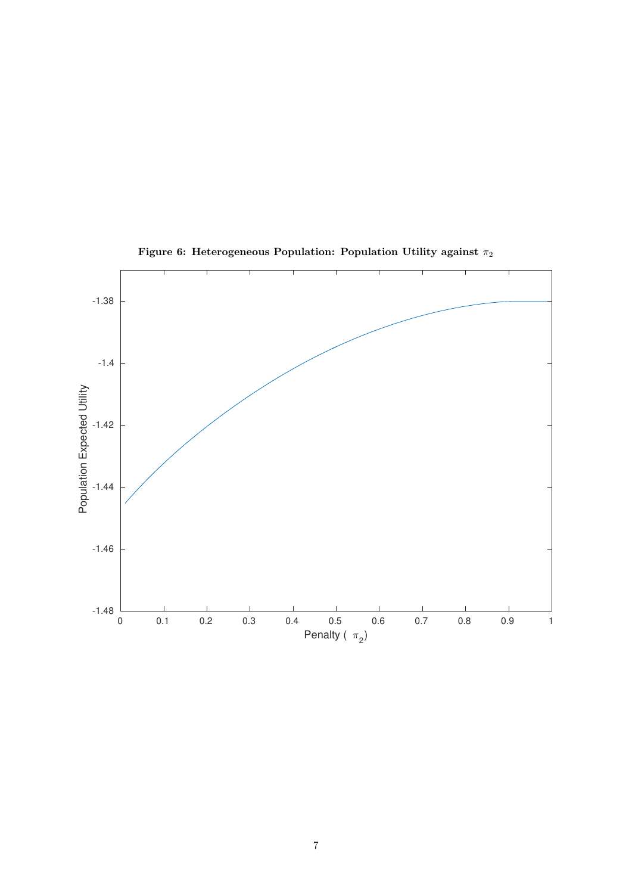**Figure 6: Heterogeneous Population: Population Utility against $\pi_2$**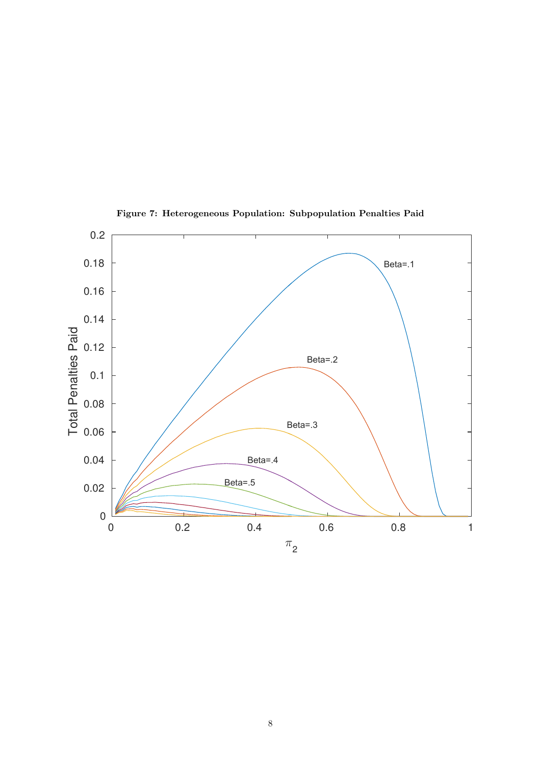**Figure 7: Heterogeneous Population: Subpopulation Penalties Paid**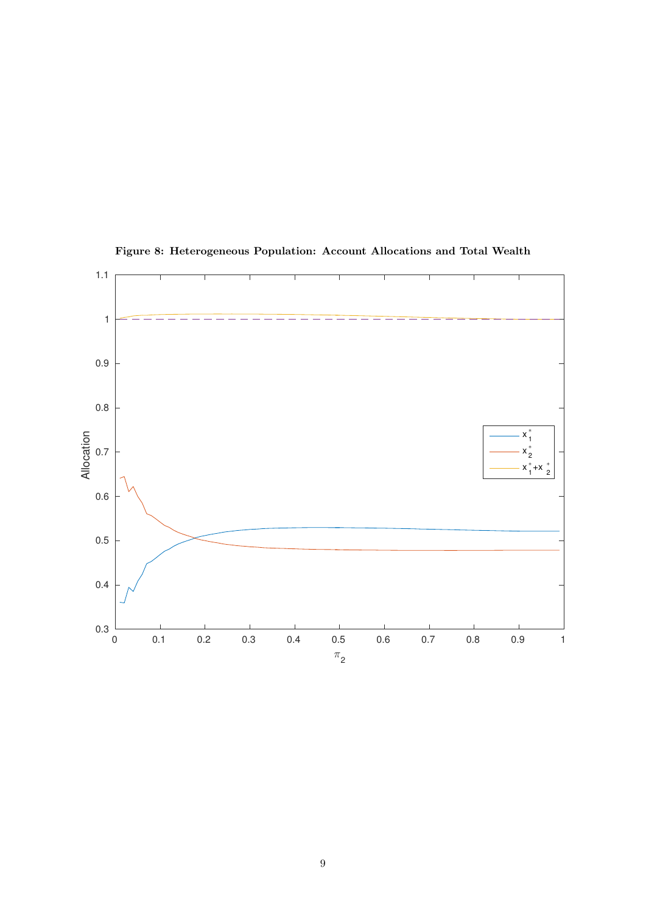**Figure 8: Heterogeneous Population: Account Allocations and Total Wealth**

1.1
1
0.9
0.8
0.7
0.6
0.5
0.4
0.3

Allocation

0
0.1
0.2
0.3
0.4
0.5
0.6
0.7
0.8
0.9
1

$\pi_2$

$x_1^*$
$x_2^*$
$x_1^*+x_2^*$